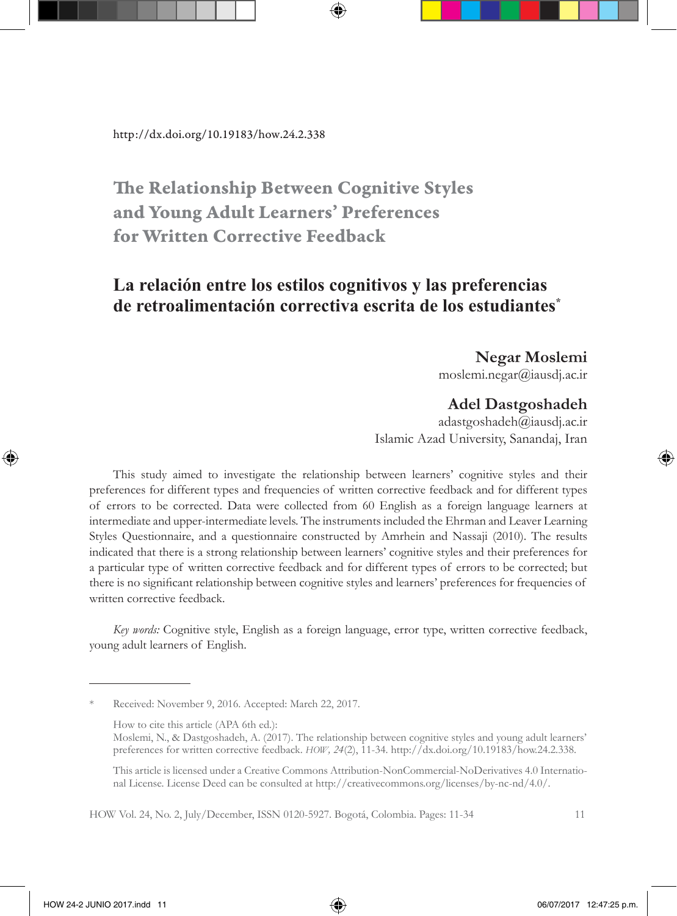http://dx.doi.org/10.19183/how.24.2.338

# The Relationship Between Cognitive Styles and Young Adult Learners' Preferences for Written Corrective Feedback

## La relación entre los estilos cognitivos y las preferencias de retroalimentación correctiva escrita de los estudiantes*

**Negar Moslemi**
moslemi.negar@iausdj.ac.ir

**Adel Dastgoshadeh**
adastgoshadeh@iausdj.ac.ir
Islamic Azad University, Sanandaj, Iran

This study aimed to investigate the relationship between learners' cognitive styles and their preferences for different types and frequencies of written corrective feedback and for different types of errors to be corrected. Data were collected from 60 English as a foreign language learners at intermediate and upper-intermediate levels. The instruments included the Ehrman and Leaver Learning Styles Questionnaire, and a questionnaire constructed by Amrhein and Nassaji (2010). The results indicated that there is a strong relationship between learners' cognitive styles and their preferences for a particular type of written corrective feedback and for different types of errors to be corrected; but there is no significant relationship between cognitive styles and learners' preferences for frequencies of written corrective feedback.

*Key words:* Cognitive style, English as a foreign language, error type, written corrective feedback, young adult learners of English.

---

\* Received: November 9, 2016. Accepted: March 22, 2017.

How to cite this article (APA 6th ed.):
Moslemi, N., & Dastgoshadeh, A. (2017). The relationship between cognitive styles and young adult learners' preferences for written corrective feedback. *HOW, 24*(2), 11-34. http://dx.doi.org/10.19183/how.24.2.338.

This article is licensed under a Creative Commons Attribution-NonCommercial-NoDerivatives 4.0 International License. License Deed can be consulted at http://creativecommons.org/licenses/by-nc-nd/4.0/.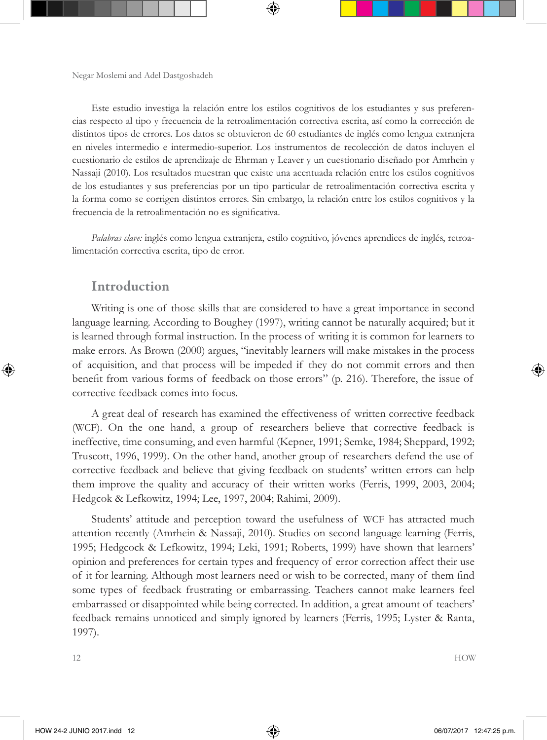Este estudio investiga la relación entre los estilos cognitivos de los estudiantes y sus preferencias respecto al tipo y frecuencia de la retroalimentación correctiva escrita, así como la corrección de distintos tipos de errores. Los datos se obtuvieron de 60 estudiantes de inglés como lengua extranjera en niveles intermedio e intermedio-superior. Los instrumentos de recolección de datos incluyen el cuestionario de estilos de aprendizaje de Ehrman y Leaver y un cuestionario diseñado por Amrhein y Nassaji (2010). Los resultados muestran que existe una acentuada relación entre los estilos cognitivos de los estudiantes y sus preferencias por un tipo particular de retroalimentación correctiva escrita y la forma como se corrigen distintos errores. Sin embargo, la relación entre los estilos cognitivos y la frecuencia de la retroalimentación no es significativa.

*Palabras clave:* inglés como lengua extranjera, estilo cognitivo, jóvenes aprendices de inglés, retroalimentación correctiva escrita, tipo de error.

## Introduction

Writing is one of those skills that are considered to have a great importance in second language learning. According to Boughey (1997), writing cannot be naturally acquired; but it is learned through formal instruction. In the process of writing it is common for learners to make errors. As Brown (2000) argues, "inevitably learners will make mistakes in the process of acquisition, and that process will be impeded if they do not commit errors and then benefit from various forms of feedback on those errors" (p. 216). Therefore, the issue of corrective feedback comes into focus.

A great deal of research has examined the effectiveness of written corrective feedback (WCF). On the one hand, a group of researchers believe that corrective feedback is ineffective, time consuming, and even harmful (Kepner, 1991; Semke, 1984; Sheppard, 1992; Truscott, 1996, 1999). On the other hand, another group of researchers defend the use of corrective feedback and believe that giving feedback on students' written errors can help them improve the quality and accuracy of their written works (Ferris, 1999, 2003, 2004; Hedgcok & Lefkowitz, 1994; Lee, 1997, 2004; Rahimi, 2009).

Students' attitude and perception toward the usefulness of WCF has attracted much attention recently (Amrhein & Nassaji, 2010). Studies on second language learning (Ferris, 1995; Hedgcock & Lefkowitz, 1994; Leki, 1991; Roberts, 1999) have shown that learners' opinion and preferences for certain types and frequency of error correction affect their use of it for learning. Although most learners need or wish to be corrected, many of them find some types of feedback frustrating or embarrassing. Teachers cannot make learners feel embarrassed or disappointed while being corrected. In addition, a great amount of teachers' feedback remains unnoticed and simply ignored by learners (Ferris, 1995; Lyster & Ranta, 1997).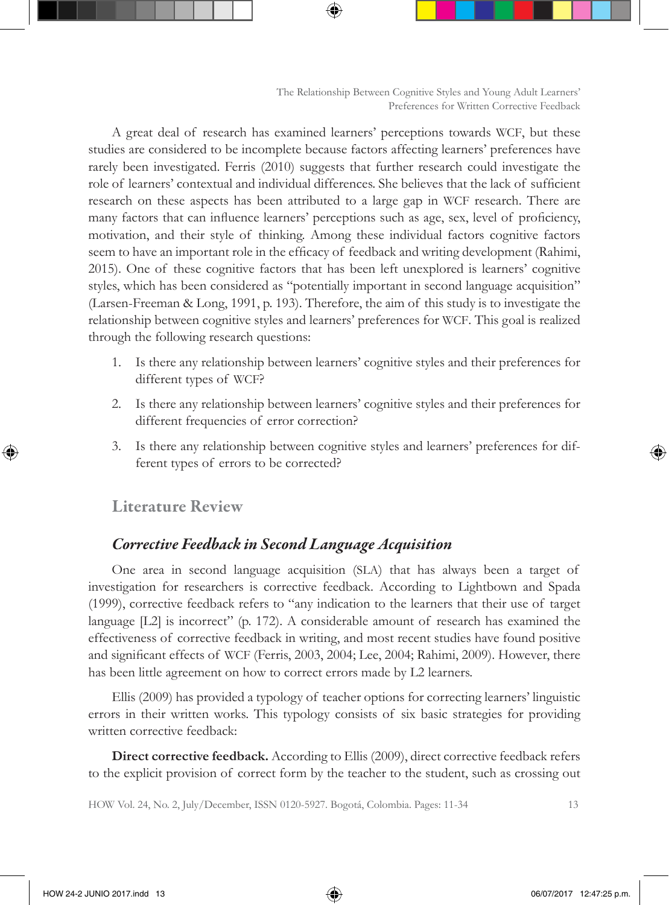A great deal of research has examined learners' perceptions towards WCF, but these studies are considered to be incomplete because factors affecting learners' preferences have rarely been investigated. Ferris (2010) suggests that further research could investigate the role of learners' contextual and individual differences. She believes that the lack of sufficient research on these aspects has been attributed to a large gap in WCF research. There are many factors that can influence learners' perceptions such as age, sex, level of proficiency, motivation, and their style of thinking. Among these individual factors cognitive factors seem to have an important role in the efficacy of feedback and writing development (Rahimi, 2015). One of these cognitive factors that has been left unexplored is learners' cognitive styles, which has been considered as "potentially important in second language acquisition" (Larsen-Freeman & Long, 1991, p. 193). Therefore, the aim of this study is to investigate the relationship between cognitive styles and learners' preferences for WCF. This goal is realized through the following research questions:

1. Is there any relationship between learners' cognitive styles and their preferences for different types of WCF?
2. Is there any relationship between learners' cognitive styles and their preferences for different frequencies of error correction?
3. Is there any relationship between cognitive styles and learners' preferences for different types of errors to be corrected?

## Literature Review

### *Corrective Feedback in Second Language Acquisition*

One area in second language acquisition (SLA) that has always been a target of investigation for researchers is corrective feedback. According to Lightbown and Spada (1999), corrective feedback refers to "any indication to the learners that their use of target language [L2] is incorrect" (p. 172). A considerable amount of research has examined the effectiveness of corrective feedback in writing, and most recent studies have found positive and significant effects of WCF (Ferris, 2003, 2004; Lee, 2004; Rahimi, 2009). However, there has been little agreement on how to correct errors made by L2 learners.

Ellis (2009) has provided a typology of teacher options for correcting learners' linguistic errors in their written works. This typology consists of six basic strategies for providing written corrective feedback:

**Direct corrective feedback.** According to Ellis (2009), direct corrective feedback refers to the explicit provision of correct form by the teacher to the student, such as crossing out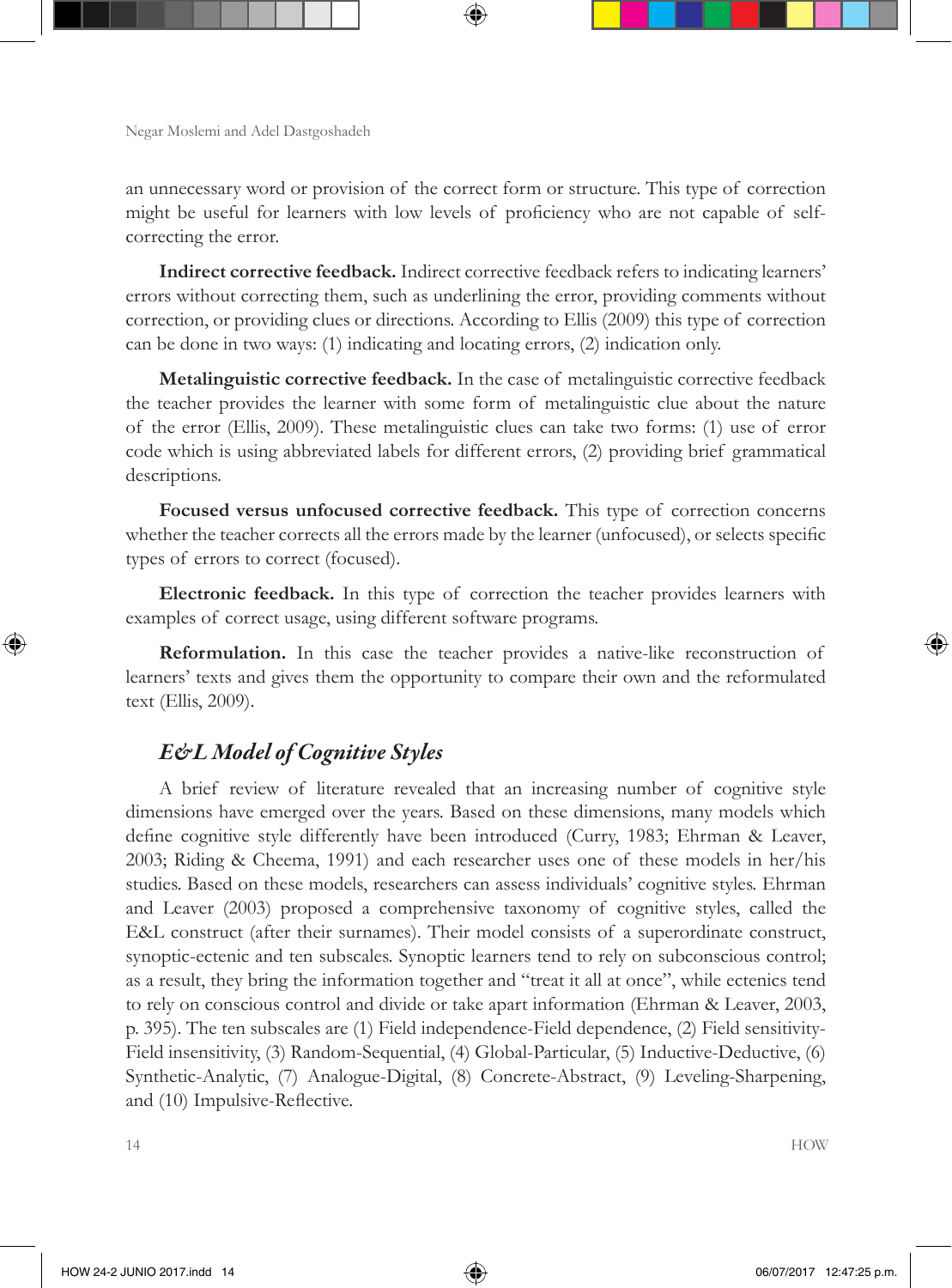an unnecessary word or provision of the correct form or structure. This type of correction might be useful for learners with low levels of proficiency who are not capable of self-correcting the error.

**Indirect corrective feedback.** Indirect corrective feedback refers to indicating learners' errors without correcting them, such as underlining the error, providing comments without correction, or providing clues or directions. According to Ellis (2009) this type of correction can be done in two ways: (1) indicating and locating errors, (2) indication only.

**Metalinguistic corrective feedback.** In the case of metalinguistic corrective feedback the teacher provides the learner with some form of metalinguistic clue about the nature of the error (Ellis, 2009). These metalinguistic clues can take two forms: (1) use of error code which is using abbreviated labels for different errors, (2) providing brief grammatical descriptions.

**Focused versus unfocused corrective feedback.** This type of correction concerns whether the teacher corrects all the errors made by the learner (unfocused), or selects specific types of errors to correct (focused).

**Electronic feedback.** In this type of correction the teacher provides learners with examples of correct usage, using different software programs.

**Reformulation.** In this case the teacher provides a native-like reconstruction of learners' texts and gives them the opportunity to compare their own and the reformulated text (Ellis, 2009).

## *E&L Model of Cognitive Styles*

A brief review of literature revealed that an increasing number of cognitive style dimensions have emerged over the years. Based on these dimensions, many models which define cognitive style differently have been introduced (Curry, 1983; Ehrman & Leaver, 2003; Riding & Cheema, 1991) and each researcher uses one of these models in her/his studies. Based on these models, researchers can assess individuals' cognitive styles. Ehrman and Leaver (2003) proposed a comprehensive taxonomy of cognitive styles, called the E&L construct (after their surnames). Their model consists of a superordinate construct, synoptic-ectenic and ten subscales. Synoptic learners tend to rely on subconscious control; as a result, they bring the information together and "treat it all at once", while ectenics tend to rely on conscious control and divide or take apart information (Ehrman & Leaver, 2003, p. 395). The ten subscales are (1) Field independence-Field dependence, (2) Field sensitivity-Field insensitivity, (3) Random-Sequential, (4) Global-Particular, (5) Inductive-Deductive, (6) Synthetic-Analytic, (7) Analogue-Digital, (8) Concrete-Abstract, (9) Leveling-Sharpening, and (10) Impulsive-Reflective.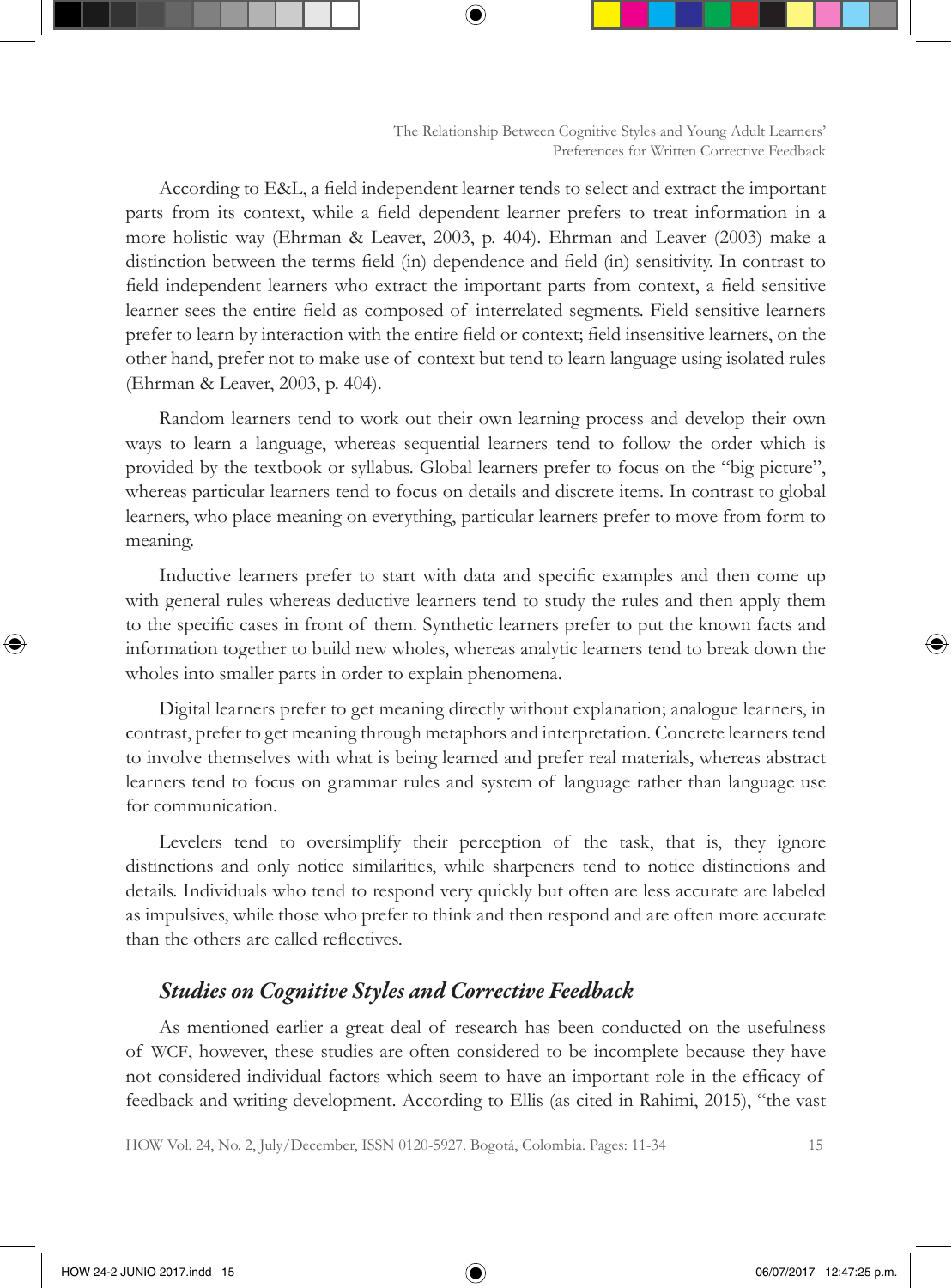According to E&L, a field independent learner tends to select and extract the important parts from its context, while a field dependent learner prefers to treat information in a more holistic way (Ehrman & Leaver, 2003, p. 404). Ehrman and Leaver (2003) make a distinction between the terms field (in) dependence and field (in) sensitivity. In contrast to field independent learners who extract the important parts from context, a field sensitive learner sees the entire field as composed of interrelated segments. Field sensitive learners prefer to learn by interaction with the entire field or context; field insensitive learners, on the other hand, prefer not to make use of context but tend to learn language using isolated rules (Ehrman & Leaver, 2003, p. 404).

Random learners tend to work out their own learning process and develop their own ways to learn a language, whereas sequential learners tend to follow the order which is provided by the textbook or syllabus. Global learners prefer to focus on the "big picture", whereas particular learners tend to focus on details and discrete items. In contrast to global learners, who place meaning on everything, particular learners prefer to move from form to meaning.

Inductive learners prefer to start with data and specific examples and then come up with general rules whereas deductive learners tend to study the rules and then apply them to the specific cases in front of them. Synthetic learners prefer to put the known facts and information together to build new wholes, whereas analytic learners tend to break down the wholes into smaller parts in order to explain phenomena.

Digital learners prefer to get meaning directly without explanation; analogue learners, in contrast, prefer to get meaning through metaphors and interpretation. Concrete learners tend to involve themselves with what is being learned and prefer real materials, whereas abstract learners tend to focus on grammar rules and system of language rather than language use for communication.

Levelers tend to oversimplify their perception of the task, that is, they ignore distinctions and only notice similarities, while sharpeners tend to notice distinctions and details. Individuals who tend to respond very quickly but often are less accurate are labeled as impulsives, while those who prefer to think and then respond and are often more accurate than the others are called reflectives.

### *Studies on Cognitive Styles and Corrective Feedback*

As mentioned earlier a great deal of research has been conducted on the usefulness of WCF, however, these studies are often considered to be incomplete because they have not considered individual factors which seem to have an important role in the efficacy of feedback and writing development. According to Ellis (as cited in Rahimi, 2015), "the vast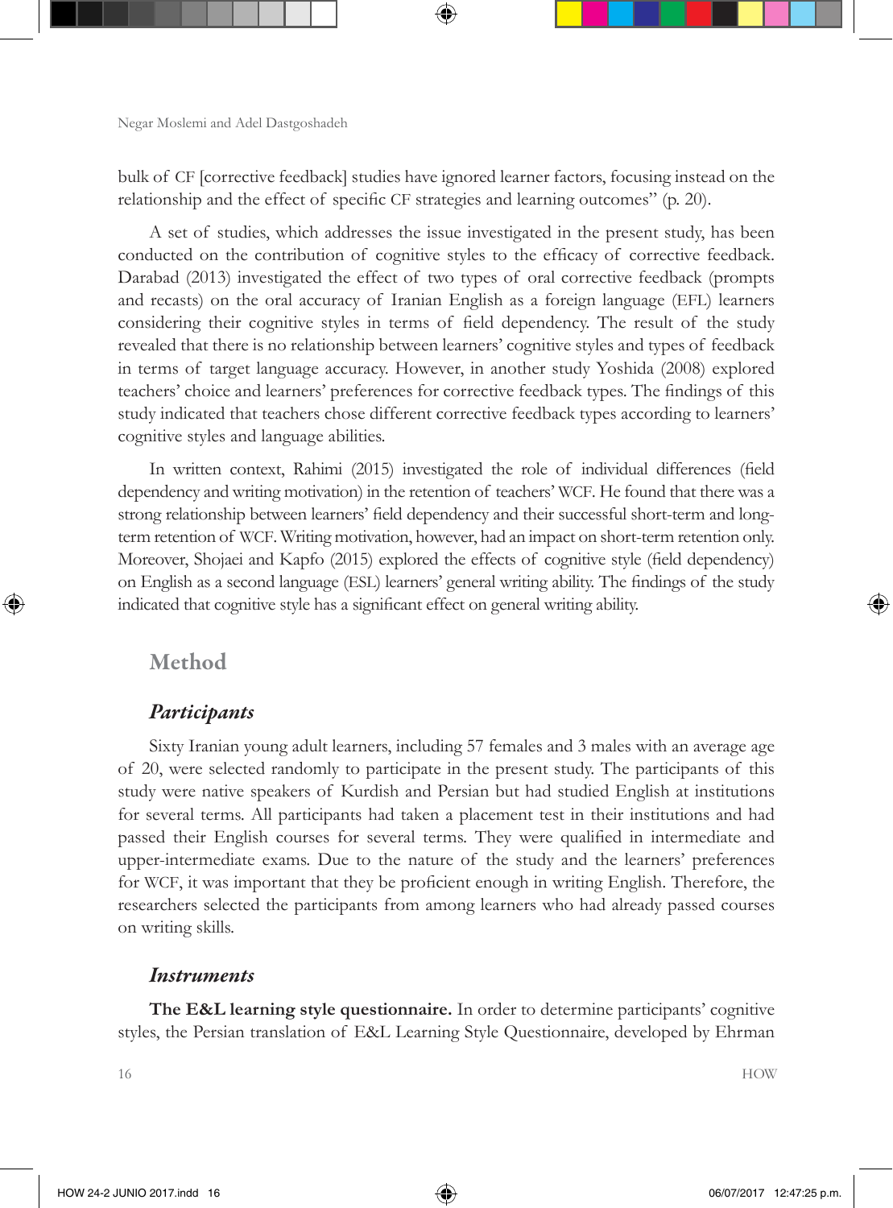bulk of CF [corrective feedback] studies have ignored learner factors, focusing instead on the relationship and the effect of specific CF strategies and learning outcomes" (p. 20).

A set of studies, which addresses the issue investigated in the present study, has been conducted on the contribution of cognitive styles to the efficacy of corrective feedback. Darabad (2013) investigated the effect of two types of oral corrective feedback (prompts and recasts) on the oral accuracy of Iranian English as a foreign language (EFL) learners considering their cognitive styles in terms of field dependency. The result of the study revealed that there is no relationship between learners' cognitive styles and types of feedback in terms of target language accuracy. However, in another study Yoshida (2008) explored teachers' choice and learners' preferences for corrective feedback types. The findings of this study indicated that teachers chose different corrective feedback types according to learners' cognitive styles and language abilities.

In written context, Rahimi (2015) investigated the role of individual differences (field dependency and writing motivation) in the retention of teachers' WCF. He found that there was a strong relationship between learners' field dependency and their successful short-term and long-term retention of WCF. Writing motivation, however, had an impact on short-term retention only. Moreover, Shojaei and Kapfo (2015) explored the effects of cognitive style (field dependency) on English as a second language (ESL) learners' general writing ability. The findings of the study indicated that cognitive style has a significant effect on general writing ability.

## Method

### *Participants*

Sixty Iranian young adult learners, including 57 females and 3 males with an average age of 20, were selected randomly to participate in the present study. The participants of this study were native speakers of Kurdish and Persian but had studied English at institutions for several terms. All participants had taken a placement test in their institutions and had passed their English courses for several terms. They were qualified in intermediate and upper-intermediate exams. Due to the nature of the study and the learners' preferences for WCF, it was important that they be proficient enough in writing English. Therefore, the researchers selected the participants from among learners who had already passed courses on writing skills.

### *Instruments*

**The E&L learning style questionnaire.** In order to determine participants' cognitive styles, the Persian translation of E&L Learning Style Questionnaire, developed by Ehrman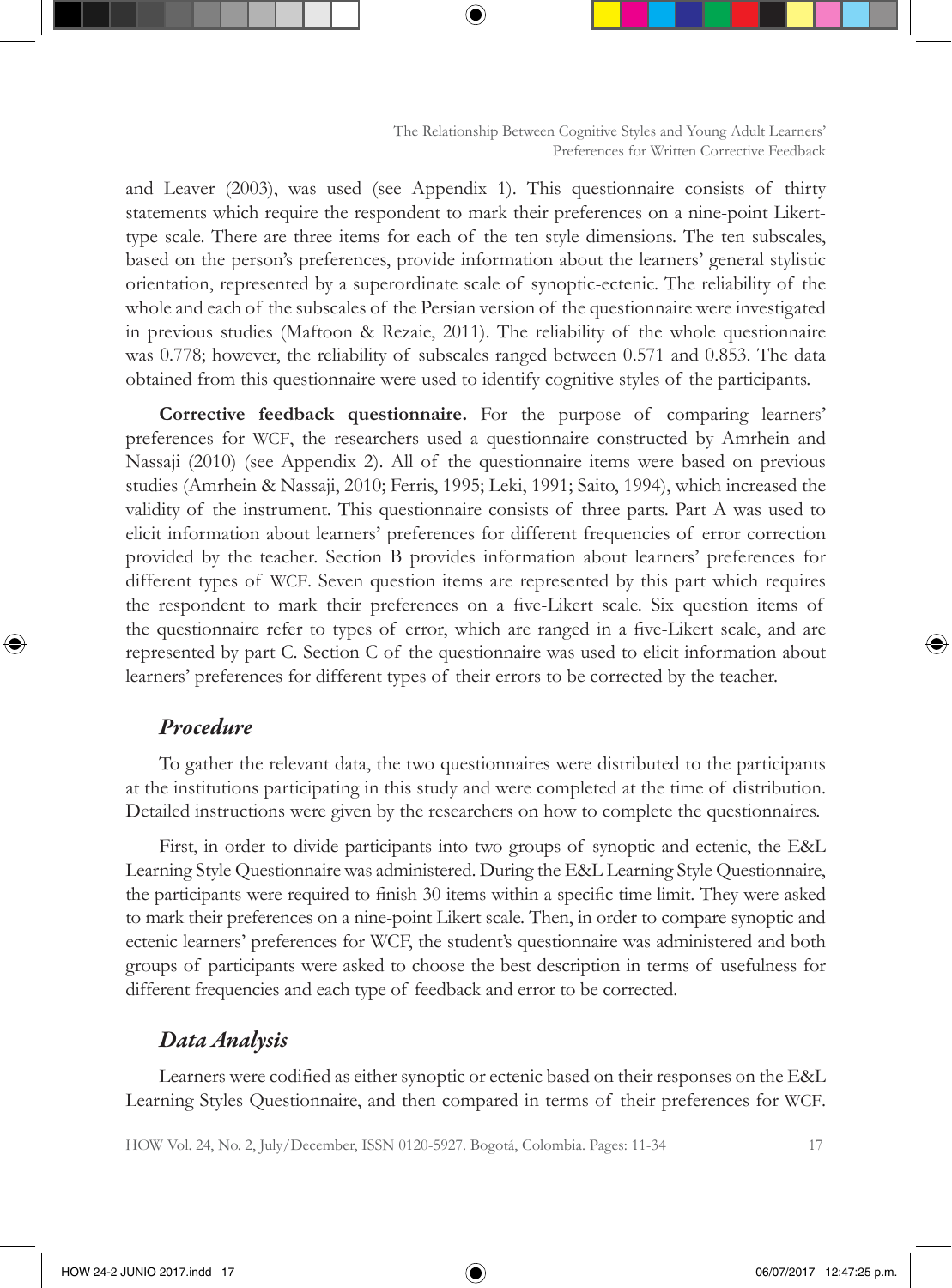and Leaver (2003), was used (see Appendix 1). This questionnaire consists of thirty statements which require the respondent to mark their preferences on a nine-point Likert-type scale. There are three items for each of the ten style dimensions. The ten subscales, based on the person's preferences, provide information about the learners' general stylistic orientation, represented by a superordinate scale of synoptic-ectenic. The reliability of the whole and each of the subscales of the Persian version of the questionnaire were investigated in previous studies (Maftoon & Rezaie, 2011). The reliability of the whole questionnaire was 0.778; however, the reliability of subscales ranged between 0.571 and 0.853. The data obtained from this questionnaire were used to identify cognitive styles of the participants.

**Corrective feedback questionnaire.** For the purpose of comparing learners' preferences for WCF, the researchers used a questionnaire constructed by Amrhein and Nassaji (2010) (see Appendix 2). All of the questionnaire items were based on previous studies (Amrhein & Nassaji, 2010; Ferris, 1995; Leki, 1991; Saito, 1994), which increased the validity of the instrument. This questionnaire consists of three parts. Part A was used to elicit information about learners' preferences for different frequencies of error correction provided by the teacher. Section B provides information about learners' preferences for different types of WCF. Seven question items are represented by this part which requires the respondent to mark their preferences on a five-Likert scale. Six question items of the questionnaire refer to types of error, which are ranged in a five-Likert scale, and are represented by part C. Section C of the questionnaire was used to elicit information about learners' preferences for different types of their errors to be corrected by the teacher.

### *Procedure*

To gather the relevant data, the two questionnaires were distributed to the participants at the institutions participating in this study and were completed at the time of distribution. Detailed instructions were given by the researchers on how to complete the questionnaires.

First, in order to divide participants into two groups of synoptic and ectenic, the E&L Learning Style Questionnaire was administered. During the E&L Learning Style Questionnaire, the participants were required to finish 30 items within a specific time limit. They were asked to mark their preferences on a nine-point Likert scale. Then, in order to compare synoptic and ectenic learners' preferences for WCF, the student's questionnaire was administered and both groups of participants were asked to choose the best description in terms of usefulness for different frequencies and each type of feedback and error to be corrected.

### *Data Analysis*

Learners were codified as either synoptic or ectenic based on their responses on the E&L Learning Styles Questionnaire, and then compared in terms of their preferences for WCF.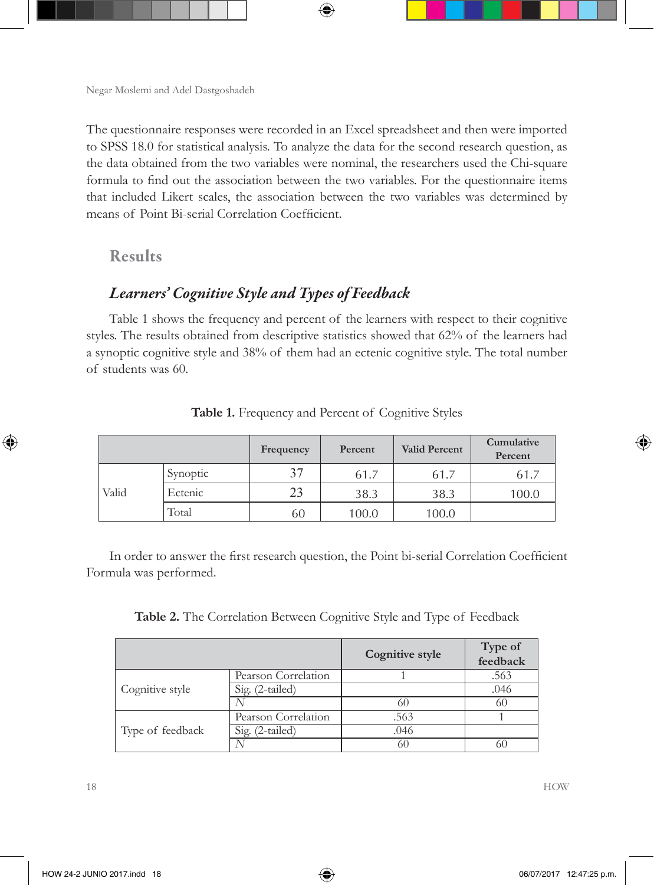The questionnaire responses were recorded in an Excel spreadsheet and then were imported to SPSS 18.0 for statistical analysis. To analyze the data for the second research question, as the data obtained from the two variables were nominal, the researchers used the Chi-square formula to find out the association between the two variables. For the questionnaire items that included Likert scales, the association between the two variables was determined by means of Point Bi-serial Correlation Coefficient.

## Results

### *Learners' Cognitive Style and Types of Feedback*

Table 1 shows the frequency and percent of the learners with respect to their cognitive styles. The results obtained from descriptive statistics showed that 62% of the learners had a synoptic cognitive style and 38% of them had an ectenic cognitive style. The total number of students was 60.

**Table 1.** Frequency and Percent of Cognitive Styles

| | | Frequency | Percent | Valid Percent | Cumulative Percent |
|---|---|---|---|---|---|
| Valid | Synoptic | 37 | 61.7 | 61.7 | 61.7 |
| | Ectenic | 23 | 38.3 | 38.3 | 100.0 |
| | Total | 60 | 100.0 | 100.0 | |

In order to answer the first research question, the Point bi-serial Correlation Coefficient Formula was performed.

**Table 2.** The Correlation Between Cognitive Style and Type of Feedback

| | | Cognitive style | Type of feedback |
|---|---|---|---|
| Cognitive style | Pearson Correlation | 1 | .563 |
| | Sig. (2-tailed) | | .046 |
| | *N* | 60 | 60 |
| Type of feedback | Pearson Correlation | .563 | 1 |
| | Sig. (2-tailed) | .046 | |
| | *N* | 60 | 60 |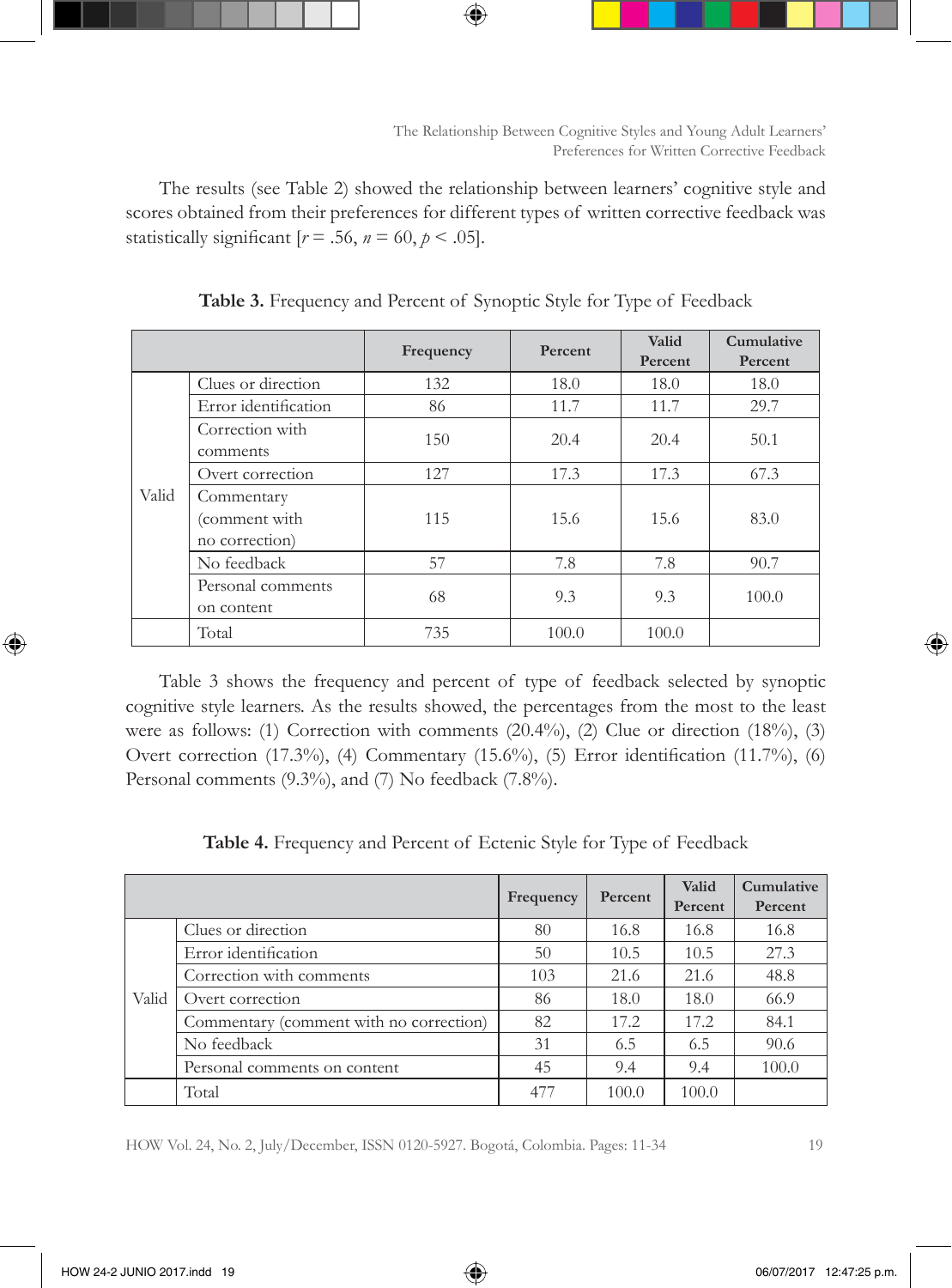The results (see Table 2) showed the relationship between learners' cognitive style and scores obtained from their preferences for different types of written corrective feedback was statistically significant [$r = .56$, $n = 60$, $p < .05$].

**Table 3.** Frequency and Percent of Synoptic Style for Type of Feedback

| | | Frequency | Percent | Valid Percent | Cumulative Percent |
|---|---|---|---|---|---|
| Valid | Clues or direction | 132 | 18.0 | 18.0 | 18.0 |
| | Error identification | 86 | 11.7 | 11.7 | 29.7 |
| | Correction with comments | 150 | 20.4 | 20.4 | 50.1 |
| | Overt correction | 127 | 17.3 | 17.3 | 67.3 |
| | Commentary (comment with no correction) | 115 | 15.6 | 15.6 | 83.0 |
| | No feedback | 57 | 7.8 | 7.8 | 90.7 |
| | Personal comments on content | 68 | 9.3 | 9.3 | 100.0 |
| | Total | 735 | 100.0 | 100.0 | |

Table 3 shows the frequency and percent of type of feedback selected by synoptic cognitive style learners. As the results showed, the percentages from the most to the least were as follows: (1) Correction with comments (20.4%), (2) Clue or direction (18%), (3) Overt correction (17.3%), (4) Commentary (15.6%), (5) Error identification (11.7%), (6) Personal comments (9.3%), and (7) No feedback (7.8%).

**Table 4.** Frequency and Percent of Ectenic Style for Type of Feedback

| | | Frequency | Percent | Valid Percent | Cumulative Percent |
|---|---|---|---|---|---|
| Valid | Clues or direction | 80 | 16.8 | 16.8 | 16.8 |
| | Error identification | 50 | 10.5 | 10.5 | 27.3 |
| | Correction with comments | 103 | 21.6 | 21.6 | 48.8 |
| | Overt correction | 86 | 18.0 | 18.0 | 66.9 |
| | Commentary (comment with no correction) | 82 | 17.2 | 17.2 | 84.1 |
| | No feedback | 31 | 6.5 | 6.5 | 90.6 |
| | Personal comments on content | 45 | 9.4 | 9.4 | 100.0 |
| | Total | 477 | 100.0 | 100.0 | |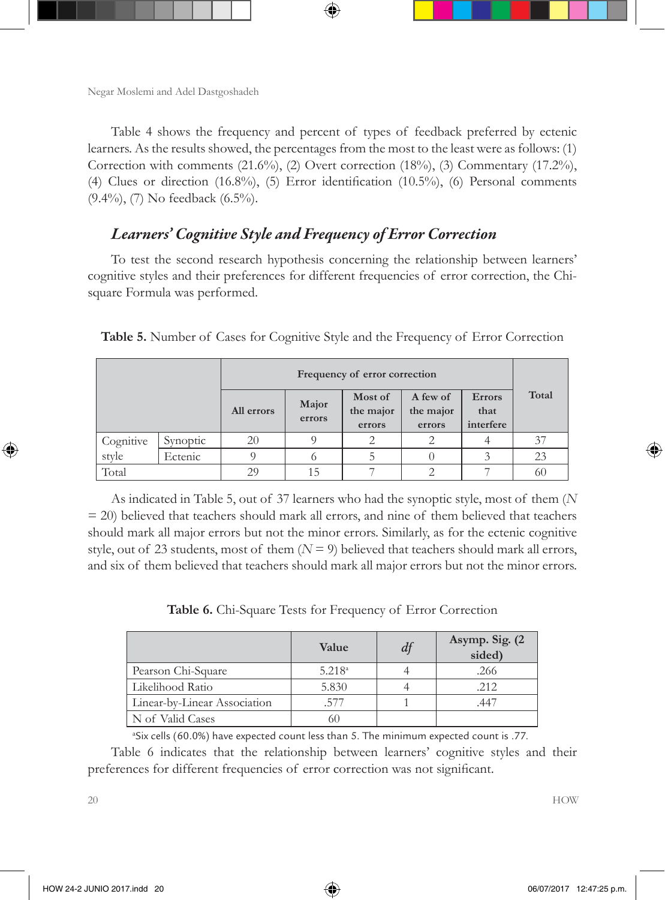Table 4 shows the frequency and percent of types of feedback preferred by ectenic learners. As the results showed, the percentages from the most to the least were as follows: (1) Correction with comments (21.6%), (2) Overt correction (18%), (3) Commentary (17.2%), (4) Clues or direction (16.8%), (5) Error identification (10.5%), (6) Personal comments (9.4%), (7) No feedback (6.5%).

## *Learners' Cognitive Style and Frequency of Error Correction*

To test the second research hypothesis concerning the relationship between learners' cognitive styles and their preferences for different frequencies of error correction, the Chi-square Formula was performed.

**Table 5.** Number of Cases for Cognitive Style and the Frequency of Error Correction

| | | Frequency of error correction | | | | | Total |
|---|---|---|---|---|---|---|---|
| | | **All errors** | **Major errors** | **Most of the major errors** | **A few of the major errors** | **Errors that interfere** | |
| Cognitive style | Synoptic | 20 | 9 | 2 | 2 | 4 | 37 |
| | Ectenic | 9 | 6 | 5 | 0 | 3 | 23 |
| Total | | 29 | 15 | 7 | 2 | 7 | 60 |

As indicated in Table 5, out of 37 learners who had the synoptic style, most of them ($N = 20$) believed that teachers should mark all errors, and nine of them believed that teachers should mark all major errors but not the minor errors. Similarly, as for the ectenic cognitive style, out of 23 students, most of them ($N = 9$) believed that teachers should mark all errors, and six of them believed that teachers should mark all major errors but not the minor errors.

**Table 6.** Chi-Square Tests for Frequency of Error Correction

| | Value | *df* | Asymp. Sig. (2 sided) |
|---|---|---|---|
| Pearson Chi-Square | 5.218[a] | 4 | .266 |
| Likelihood Ratio | 5.830 | 4 | .212 |
| Linear-by-Linear Association | .577 | 1 | .447 |
| N of Valid Cases | 60 | | |

[a]Six cells (60.0%) have expected count less than 5. The minimum expected count is .77.

Table 6 indicates that the relationship between learners' cognitive styles and their preferences for different frequencies of error correction was not significant.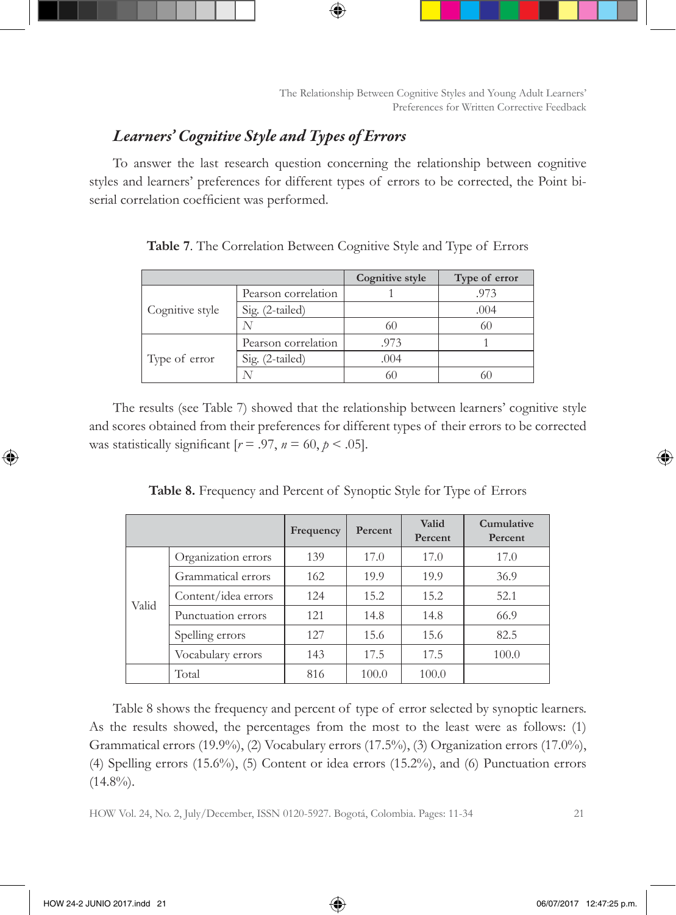### *Learners' Cognitive Style and Types of Errors*

To answer the last research question concerning the relationship between cognitive styles and learners' preferences for different types of errors to be corrected, the Point bi-serial correlation coefficient was performed.

**Table 7**. The Correlation Between Cognitive Style and Type of Errors

| | | Cognitive style | Type of error |
|---|---|---|---|
| Cognitive style | Pearson correlation | 1 | .973 |
| | Sig. (2-tailed) | | .004 |
| | *N* | 60 | 60 |
| Type of error | Pearson correlation | .973 | 1 |
| | Sig. (2-tailed) | .004 | |
| | *N* | 60 | 60 |

The results (see Table 7) showed that the relationship between learners' cognitive style and scores obtained from their preferences for different types of their errors to be corrected was statistically significant [$r = .97$, $n = 60$, $p < .05$].

**Table 8.** Frequency and Percent of Synoptic Style for Type of Errors

| | | Frequency | Percent | Valid Percent | Cumulative Percent |
|---|---|---|---|---|---|
| Valid | Organization errors | 139 | 17.0 | 17.0 | 17.0 |
| | Grammatical errors | 162 | 19.9 | 19.9 | 36.9 |
| | Content/idea errors | 124 | 15.2 | 15.2 | 52.1 |
| | Punctuation errors | 121 | 14.8 | 14.8 | 66.9 |
| | Spelling errors | 127 | 15.6 | 15.6 | 82.5 |
| | Vocabulary errors | 143 | 17.5 | 17.5 | 100.0 |
| | Total | 816 | 100.0 | 100.0 | |

Table 8 shows the frequency and percent of type of error selected by synoptic learners. As the results showed, the percentages from the most to the least were as follows: (1) Grammatical errors (19.9%), (2) Vocabulary errors (17.5%), (3) Organization errors (17.0%), (4) Spelling errors (15.6%), (5) Content or idea errors (15.2%), and (6) Punctuation errors (14.8%).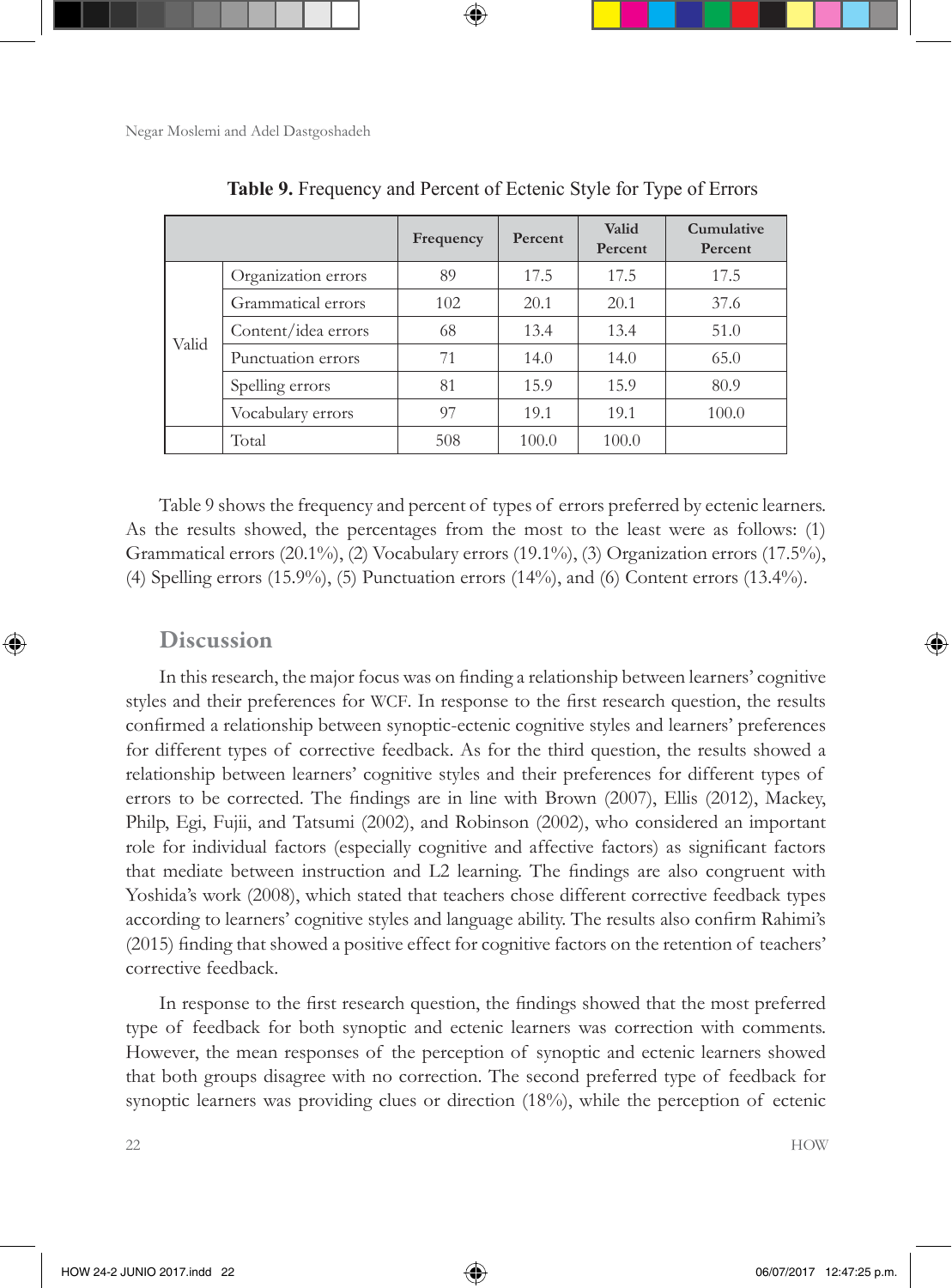**Table 9.** Frequency and Percent of Ectenic Style for Type of Errors

| | | Frequency | Percent | Valid Percent | Cumulative Percent |
|---|---|---|---|---|---|
| Valid | Organization errors | 89 | 17.5 | 17.5 | 17.5 |
| | Grammatical errors | 102 | 20.1 | 20.1 | 37.6 |
| | Content/idea errors | 68 | 13.4 | 13.4 | 51.0 |
| | Punctuation errors | 71 | 14.0 | 14.0 | 65.0 |
| | Spelling errors | 81 | 15.9 | 15.9 | 80.9 |
| | Vocabulary errors | 97 | 19.1 | 19.1 | 100.0 |
| | Total | 508 | 100.0 | 100.0 | |

Table 9 shows the frequency and percent of types of errors preferred by ectenic learners. As the results showed, the percentages from the most to the least were as follows: (1) Grammatical errors (20.1%), (2) Vocabulary errors (19.1%), (3) Organization errors (17.5%), (4) Spelling errors (15.9%), (5) Punctuation errors (14%), and (6) Content errors (13.4%).

## Discussion

In this research, the major focus was on finding a relationship between learners' cognitive styles and their preferences for WCF. In response to the first research question, the results confirmed a relationship between synoptic-ectenic cognitive styles and learners' preferences for different types of corrective feedback. As for the third question, the results showed a relationship between learners' cognitive styles and their preferences for different types of errors to be corrected. The findings are in line with Brown (2007), Ellis (2012), Mackey, Philp, Egi, Fujii, and Tatsumi (2002), and Robinson (2002), who considered an important role for individual factors (especially cognitive and affective factors) as significant factors that mediate between instruction and L2 learning. The findings are also congruent with Yoshida's work (2008), which stated that teachers chose different corrective feedback types according to learners' cognitive styles and language ability. The results also confirm Rahimi's (2015) finding that showed a positive effect for cognitive factors on the retention of teachers' corrective feedback.

In response to the first research question, the findings showed that the most preferred type of feedback for both synoptic and ectenic learners was correction with comments. However, the mean responses of the perception of synoptic and ectenic learners showed that both groups disagree with no correction. The second preferred type of feedback for synoptic learners was providing clues or direction (18%), while the perception of ectenic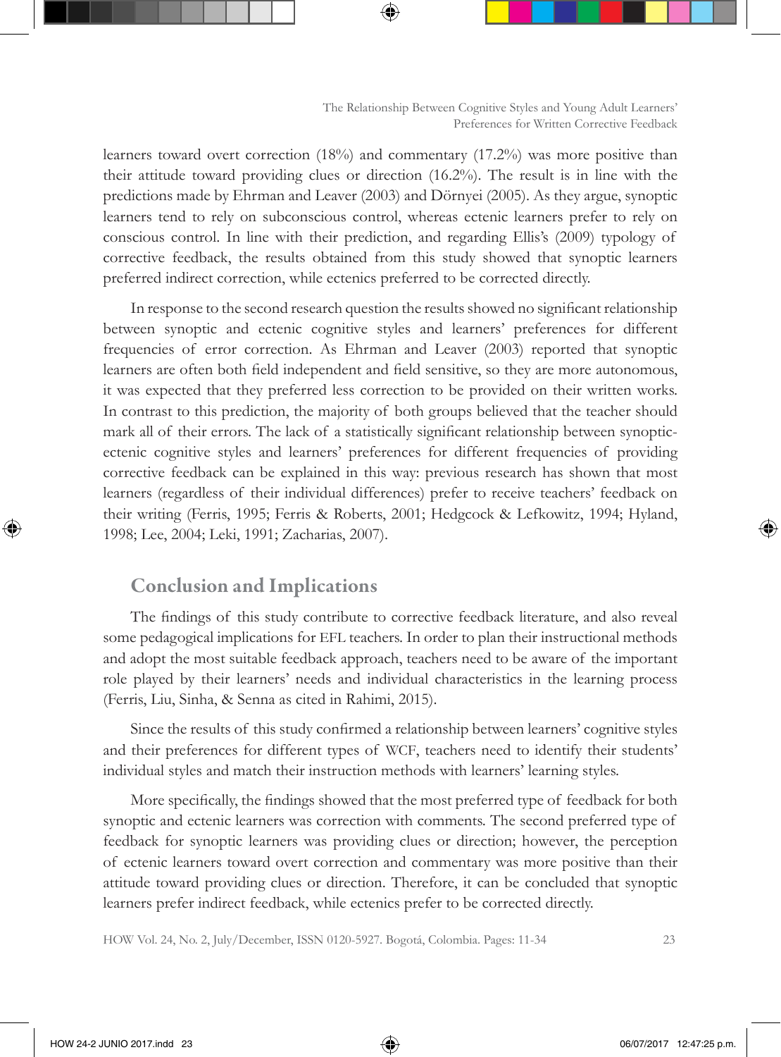learners toward overt correction (18%) and commentary (17.2%) was more positive than their attitude toward providing clues or direction (16.2%). The result is in line with the predictions made by Ehrman and Leaver (2003) and Dörnyei (2005). As they argue, synoptic learners tend to rely on subconscious control, whereas ectenic learners prefer to rely on conscious control. In line with their prediction, and regarding Ellis's (2009) typology of corrective feedback, the results obtained from this study showed that synoptic learners preferred indirect correction, while ectenics preferred to be corrected directly.

In response to the second research question the results showed no significant relationship between synoptic and ectenic cognitive styles and learners' preferences for different frequencies of error correction. As Ehrman and Leaver (2003) reported that synoptic learners are often both field independent and field sensitive, so they are more autonomous, it was expected that they preferred less correction to be provided on their written works. In contrast to this prediction, the majority of both groups believed that the teacher should mark all of their errors. The lack of a statistically significant relationship between synoptic-ectenic cognitive styles and learners' preferences for different frequencies of providing corrective feedback can be explained in this way: previous research has shown that most learners (regardless of their individual differences) prefer to receive teachers' feedback on their writing (Ferris, 1995; Ferris & Roberts, 2001; Hedgcock & Lefkowitz, 1994; Hyland, 1998; Lee, 2004; Leki, 1991; Zacharias, 2007).

## Conclusion and Implications

The findings of this study contribute to corrective feedback literature, and also reveal some pedagogical implications for EFL teachers. In order to plan their instructional methods and adopt the most suitable feedback approach, teachers need to be aware of the important role played by their learners' needs and individual characteristics in the learning process (Ferris, Liu, Sinha, & Senna as cited in Rahimi, 2015).

Since the results of this study confirmed a relationship between learners' cognitive styles and their preferences for different types of WCF, teachers need to identify their students' individual styles and match their instruction methods with learners' learning styles.

More specifically, the findings showed that the most preferred type of feedback for both synoptic and ectenic learners was correction with comments. The second preferred type of feedback for synoptic learners was providing clues or direction; however, the perception of ectenic learners toward overt correction and commentary was more positive than their attitude toward providing clues or direction. Therefore, it can be concluded that synoptic learners prefer indirect feedback, while ectenics prefer to be corrected directly.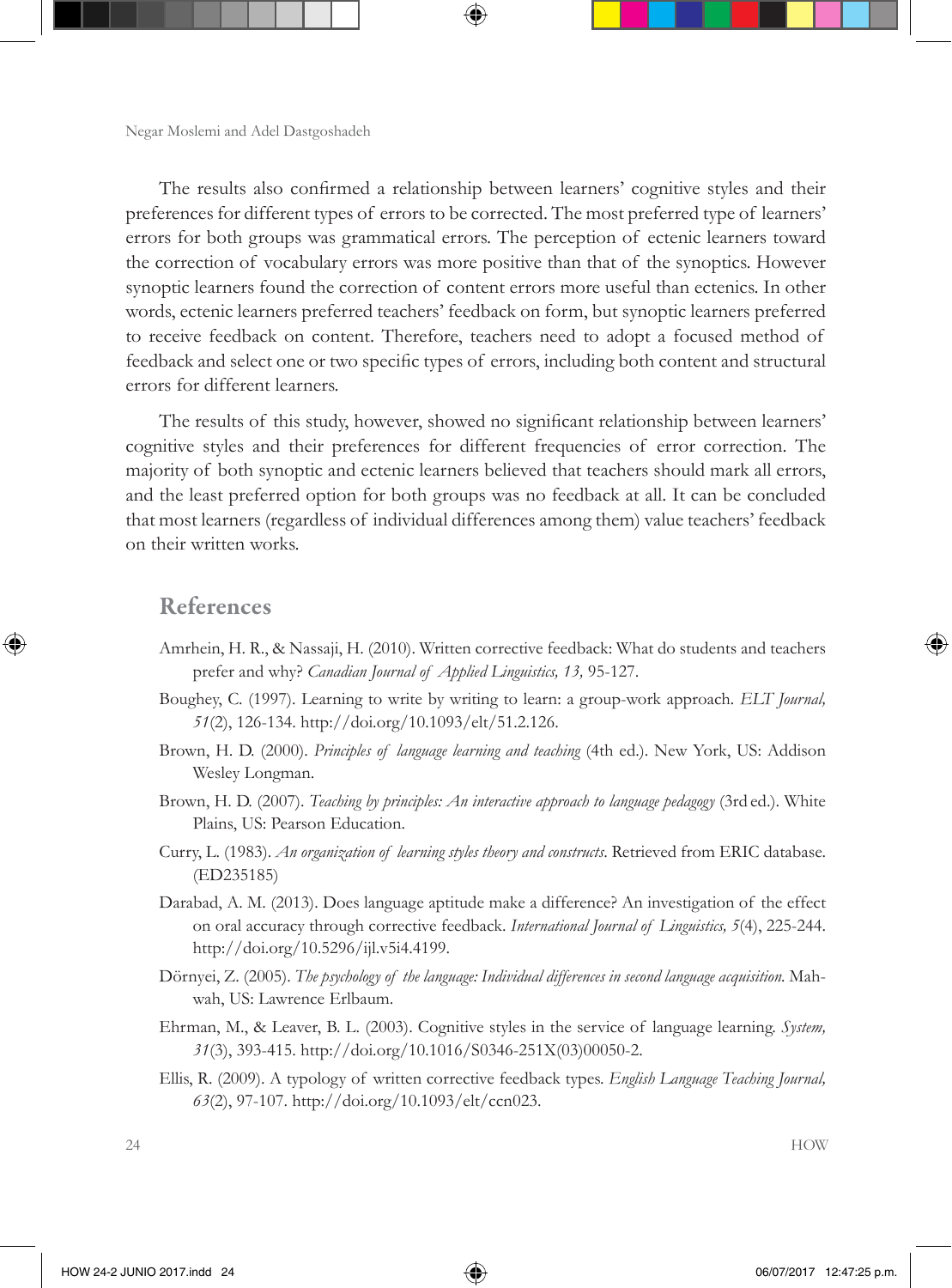The results also confirmed a relationship between learners' cognitive styles and their preferences for different types of errors to be corrected. The most preferred type of learners' errors for both groups was grammatical errors. The perception of ectenic learners toward the correction of vocabulary errors was more positive than that of the synoptics. However synoptic learners found the correction of content errors more useful than ectenics. In other words, ectenic learners preferred teachers' feedback on form, but synoptic learners preferred to receive feedback on content. Therefore, teachers need to adopt a focused method of feedback and select one or two specific types of errors, including both content and structural errors for different learners.

The results of this study, however, showed no significant relationship between learners' cognitive styles and their preferences for different frequencies of error correction. The majority of both synoptic and ectenic learners believed that teachers should mark all errors, and the least preferred option for both groups was no feedback at all. It can be concluded that most learners (regardless of individual differences among them) value teachers' feedback on their written works.

## References

Amrhein, H. R., & Nassaji, H. (2010). Written corrective feedback: What do students and teachers prefer and why? *Canadian Journal of Applied Linguistics, 13,* 95-127.

Boughey, C. (1997). Learning to write by writing to learn: a group-work approach. *ELT Journal, 51*(2), 126-134. http://doi.org/10.1093/elt/51.2.126.

Brown, H. D. (2000). *Principles of language learning and teaching* (4th ed.). New York, US: Addison Wesley Longman.

Brown, H. D. (2007). *Teaching by principles: An interactive approach to language pedagogy* (3rd ed.). White Plains, US: Pearson Education.

Curry, L. (1983). *An organization of learning styles theory and constructs*. Retrieved from ERIC database. (ED235185)

Darabad, A. M. (2013). Does language aptitude make a difference? An investigation of the effect on oral accuracy through corrective feedback. *International Journal of Linguistics, 5*(4), 225-244. http://doi.org/10.5296/ijl.v5i4.4199.

Dörnyei, Z. (2005). *The psychology of the language: Individual differences in second language acquisition.* Mahwah, US: Lawrence Erlbaum.

Ehrman, M., & Leaver, B. L. (2003). Cognitive styles in the service of language learning. *System, 31*(3), 393-415. http://doi.org/10.1016/S0346-251X(03)00050-2.

Ellis, R. (2009). A typology of written corrective feedback types. *English Language Teaching Journal, 63*(2), 97-107. http://doi.org/10.1093/elt/ccn023.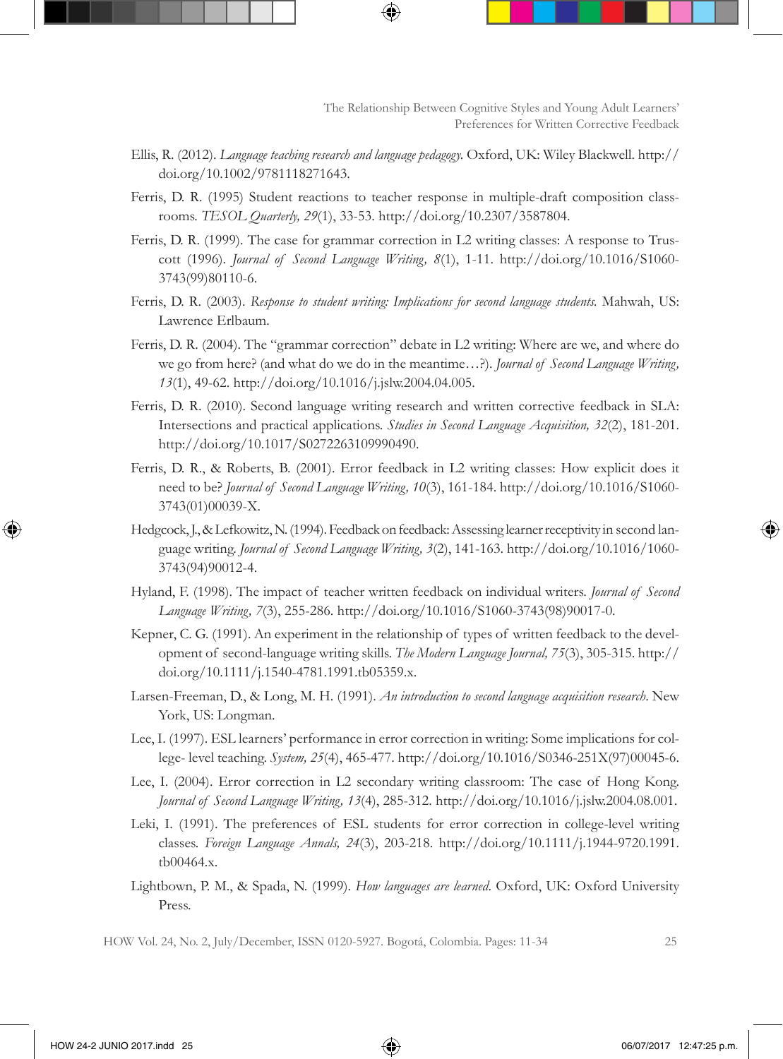Ellis, R. (2012). *Language teaching research and language pedagogy*. Oxford, UK: Wiley Blackwell. http://doi.org/10.1002/9781118271643.

Ferris, D. R. (1995) Student reactions to teacher response in multiple-draft composition classrooms. *TESOL Quarterly, 29*(1), 33-53. http://doi.org/10.2307/3587804.

Ferris, D. R. (1999). The case for grammar correction in L2 writing classes: A response to Truscott (1996). *Journal of Second Language Writing, 8*(1), 1-11. http://doi.org/10.1016/S1060-3743(99)80110-6.

Ferris, D. R. (2003). *Response to student writing: Implications for second language students*. Mahwah, US: Lawrence Erlbaum.

Ferris, D. R. (2004). The "grammar correction" debate in L2 writing: Where are we, and where do we go from here? (and what do we do in the meantime…?). *Journal of Second Language Writing, 13*(1), 49-62. http://doi.org/10.1016/j.jslw.2004.04.005.

Ferris, D. R. (2010). Second language writing research and written corrective feedback in SLA: Intersections and practical applications. *Studies in Second Language Acquisition, 32*(2), 181-201. http://doi.org/10.1017/S0272263109990490.

Ferris, D. R., & Roberts, B. (2001). Error feedback in L2 writing classes: How explicit does it need to be? *Journal of Second Language Writing, 10*(3), 161-184. http://doi.org/10.1016/S1060-3743(01)00039-X.

Hedgcock, J., & Lefkowitz, N. (1994). Feedback on feedback: Assessing learner receptivity in second language writing. *Journal of Second Language Writing, 3*(2), 141-163. http://doi.org/10.1016/1060-3743(94)90012-4.

Hyland, F. (1998). The impact of teacher written feedback on individual writers. *Journal of Second Language Writing, 7*(3), 255-286. http://doi.org/10.1016/S1060-3743(98)90017-0.

Kepner, C. G. (1991). An experiment in the relationship of types of written feedback to the development of second-language writing skills. *The Modern Language Journal, 75*(3), 305-315. http://doi.org/10.1111/j.1540-4781.1991.tb05359.x.

Larsen-Freeman, D., & Long, M. H. (1991). *An introduction to second language acquisition research*. New York, US: Longman.

Lee, I. (1997). ESL learners' performance in error correction in writing: Some implications for college- level teaching. *System, 25*(4), 465-477. http://doi.org/10.1016/S0346-251X(97)00045-6.

Lee, I. (2004). Error correction in L2 secondary writing classroom: The case of Hong Kong. *Journal of Second Language Writing, 13*(4), 285-312. http://doi.org/10.1016/j.jslw.2004.08.001.

Leki, I. (1991). The preferences of ESL students for error correction in college-level writing classes. *Foreign Language Annals, 24*(3), 203-218. http://doi.org/10.1111/j.1944-9720.1991.tb00464.x.

Lightbown, P. M., & Spada, N. (1999). *How languages are learned*. Oxford, UK: Oxford University Press.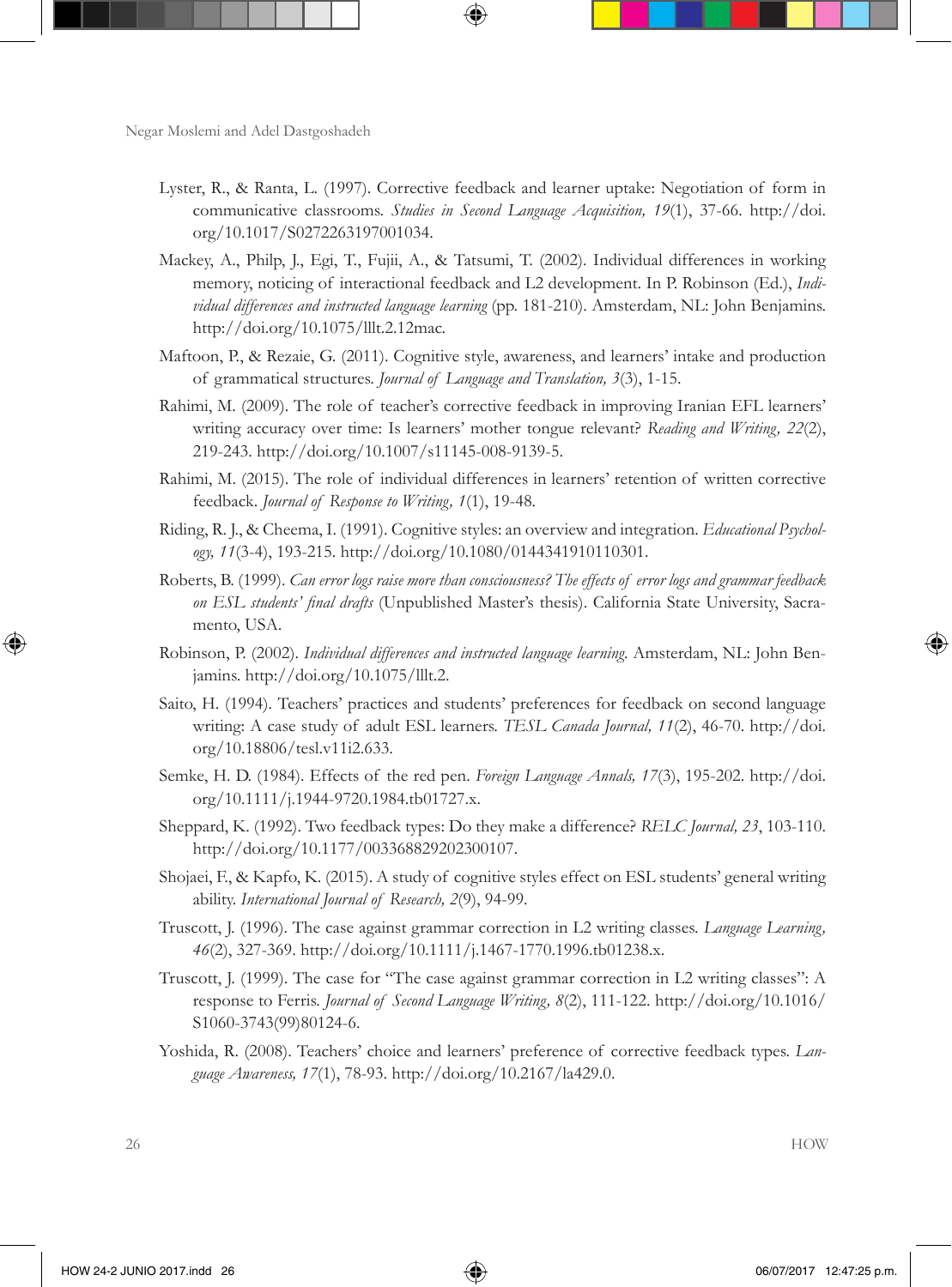Lyster, R., & Ranta, L. (1997). Corrective feedback and learner uptake: Negotiation of form in communicative classrooms. *Studies in Second Language Acquisition, 19*(1), 37-66. http://doi.org/10.1017/S0272263197001034.

Mackey, A., Philp, J., Egi, T., Fujii, A., & Tatsumi, T. (2002). Individual differences in working memory, noticing of interactional feedback and L2 development. In P. Robinson (Ed.), *Individual differences and instructed language learning* (pp. 181-210). Amsterdam, NL: John Benjamins. http://doi.org/10.1075/lllt.2.12mac.

Maftoon, P., & Rezaie, G. (2011). Cognitive style, awareness, and learners' intake and production of grammatical structures. *Journal of Language and Translation, 3*(3), 1-15.

Rahimi, M. (2009). The role of teacher's corrective feedback in improving Iranian EFL learners' writing accuracy over time: Is learners' mother tongue relevant? *Reading and Writing, 22*(2), 219-243. http://doi.org/10.1007/s11145-008-9139-5.

Rahimi, M. (2015). The role of individual differences in learners' retention of written corrective feedback. *Journal of Response to Writing, 1*(1), 19-48.

Riding, R. J., & Cheema, I. (1991). Cognitive styles: an overview and integration. *Educational Psychology, 11*(3-4), 193-215. http://doi.org/10.1080/0144341910110301.

Roberts, B. (1999). *Can error logs raise more than consciousness? The effects of error logs and grammar feedback on ESL students' final drafts* (Unpublished Master's thesis). California State University, Sacramento, USA.

Robinson, P. (2002). *Individual differences and instructed language learning.* Amsterdam, NL: John Benjamins. http://doi.org/10.1075/lllt.2.

Saito, H. (1994). Teachers' practices and students' preferences for feedback on second language writing: A case study of adult ESL learners. *TESL Canada Journal, 11*(2), 46-70. http://doi.org/10.18806/tesl.v11i2.633.

Semke, H. D. (1984). Effects of the red pen. *Foreign Language Annals, 17*(3), 195-202. http://doi.org/10.1111/j.1944-9720.1984.tb01727.x.

Sheppard, K. (1992). Two feedback types: Do they make a difference? *RELC Journal, 23*, 103-110. http://doi.org/10.1177/003368829202300107.

Shojaei, F., & Kapfo, K. (2015). A study of cognitive styles effect on ESL students' general writing ability. *International Journal of Research, 2*(9), 94-99.

Truscott, J. (1996). The case against grammar correction in L2 writing classes. *Language Learning, 46*(2), 327-369. http://doi.org/10.1111/j.1467-1770.1996.tb01238.x.

Truscott, J. (1999). The case for "The case against grammar correction in L2 writing classes": A response to Ferris. *Journal of Second Language Writing, 8*(2), 111-122. http://doi.org/10.1016/S1060-3743(99)80124-6.

Yoshida, R. (2008). Teachers' choice and learners' preference of corrective feedback types. *Language Awareness, 17*(1), 78-93. http://doi.org/10.2167/la429.0.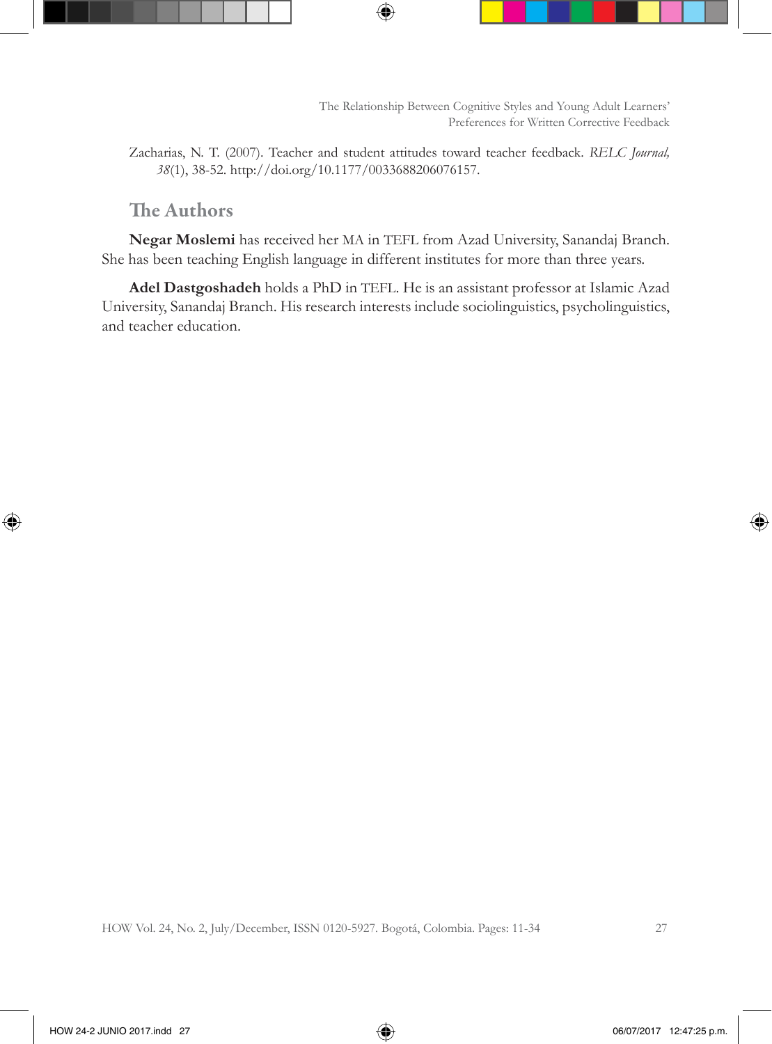Zacharias, N. T. (2007). Teacher and student attitudes toward teacher feedback. *RELC Journal, 38*(1), 38-52. http://doi.org/10.1177/0033688206076157.

## The Authors

**Negar Moslemi** has received her MA in TEFL from Azad University, Sanandaj Branch. She has been teaching English language in different institutes for more than three years.

**Adel Dastgoshadeh** holds a PhD in TEFL. He is an assistant professor at Islamic Azad University, Sanandaj Branch. His research interests include sociolinguistics, psycholinguistics, and teacher education.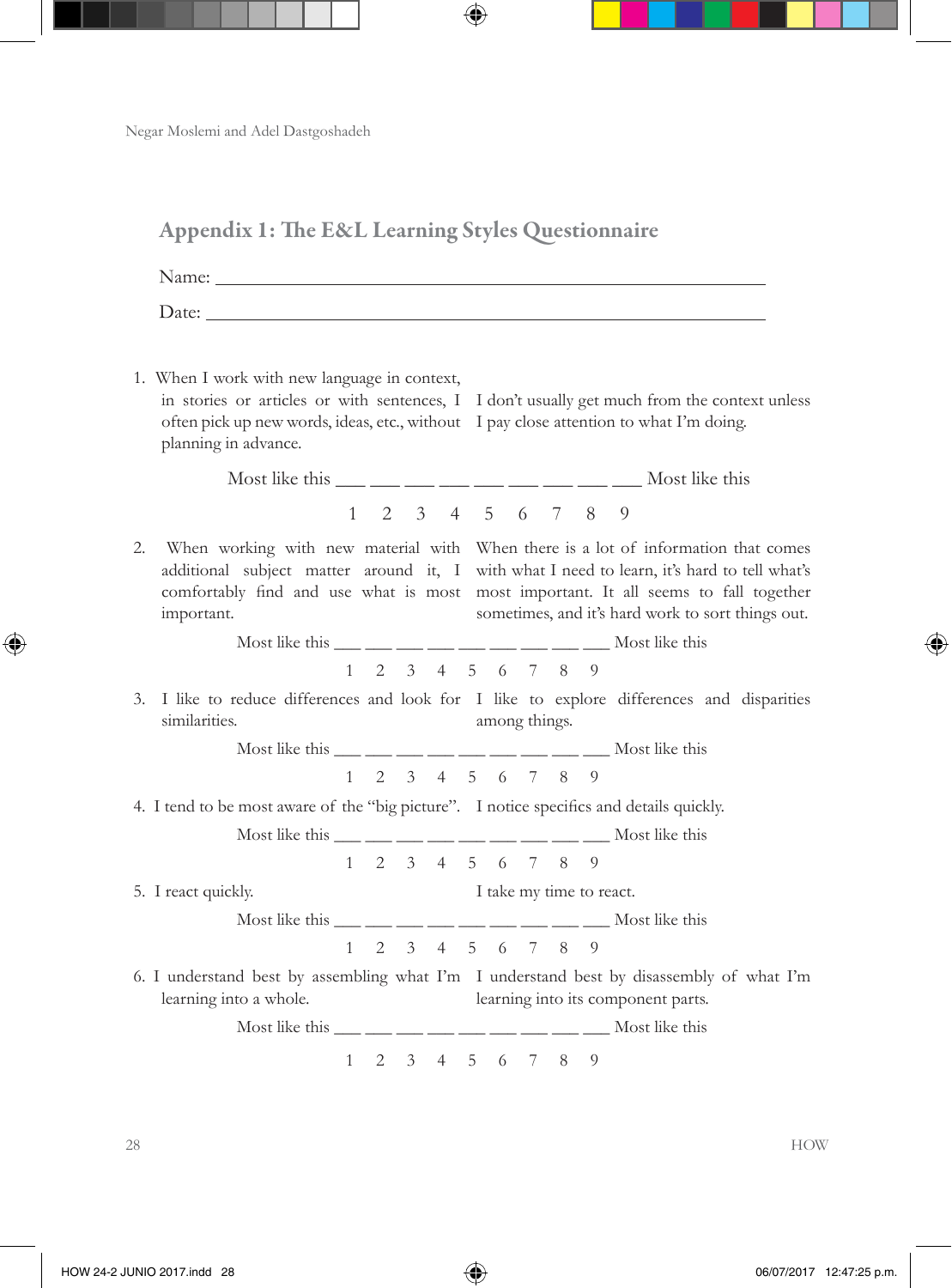## Appendix 1: The E&L Learning Styles Questionnaire

Name: ______________________________________________

Date: ______________________________________________

1. When I work with new language in context, in stories or articles or with sentences, I often pick up new words, ideas, etc., without planning in advance. — I don't usually get much from the context unless I pay close attention to what I'm doing.

   Most like this ___ ___ ___ ___ ___ ___ ___ ___ ___ Most like this

   1 2 3 4 5 6 7 8 9

2. When working with new material with additional subject matter around it, I comfortably find and use what is most important. — When there is a lot of information that comes with what I need to learn, it's hard to tell what's most important. It all seems to fall together sometimes, and it's hard work to sort things out.

   Most like this ___ ___ ___ ___ ___ ___ ___ ___ ___ Most like this

   1 2 3 4 5 6 7 8 9

3. I like to reduce differences and look for similarities. — I like to explore differences and disparities among things.

   Most like this ___ ___ ___ ___ ___ ___ ___ ___ ___ Most like this

   1 2 3 4 5 6 7 8 9

4. I tend to be most aware of the "big picture". — I notice specifics and details quickly.

   Most like this ___ ___ ___ ___ ___ ___ ___ ___ ___ Most like this

   1 2 3 4 5 6 7 8 9

5. I react quickly. — I take my time to react.

   Most like this ___ ___ ___ ___ ___ ___ ___ ___ ___ Most like this

   1 2 3 4 5 6 7 8 9

6. I understand best by assembling what I'm learning into a whole. — I understand best by disassembly of what I'm learning into its component parts.

   Most like this ___ ___ ___ ___ ___ ___ ___ ___ ___ Most like this

   1 2 3 4 5 6 7 8 9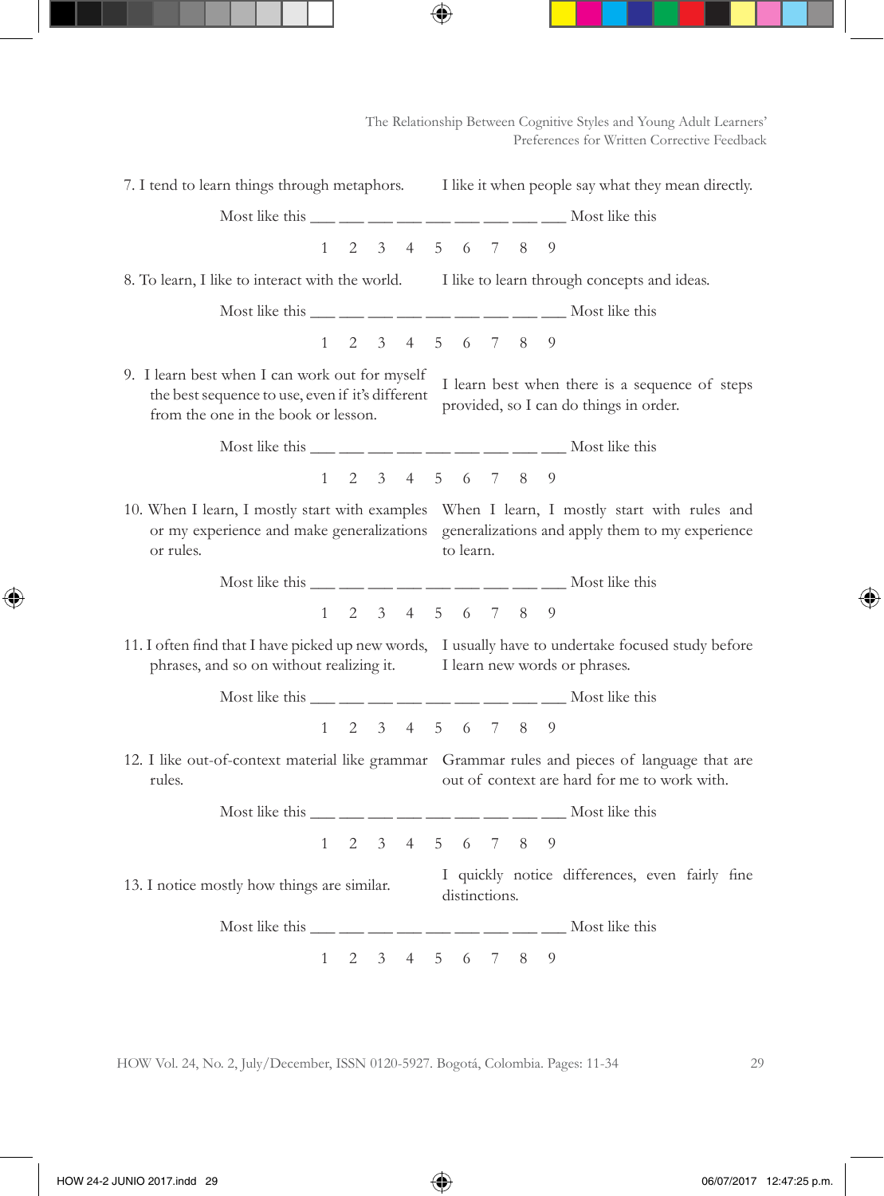7. I tend to learn things through metaphors. | I like it when people say what they mean directly.

Most like this ___ ___ ___ ___ ___ ___ ___ ___ ___ Most like this

1 2 3 4 5 6 7 8 9

8. To learn, I like to interact with the world. | I like to learn through concepts and ideas.

Most like this ___ ___ ___ ___ ___ ___ ___ ___ ___ Most like this

1 2 3 4 5 6 7 8 9

9. I learn best when I can work out for myself the best sequence to use, even if it's different from the one in the book or lesson. | I learn best when there is a sequence of steps provided, so I can do things in order.

Most like this ___ ___ ___ ___ ___ ___ ___ ___ ___ Most like this

1 2 3 4 5 6 7 8 9

10. When I learn, I mostly start with examples or my experience and make generalizations or rules. | When I learn, I mostly start with rules and generalizations and apply them to my experience to learn.

Most like this ___ ___ ___ ___ ___ ___ ___ ___ ___ Most like this

1 2 3 4 5 6 7 8 9

11. I often find that I have picked up new words, phrases, and so on without realizing it. | I usually have to undertake focused study before I learn new words or phrases.

Most like this ___ ___ ___ ___ ___ ___ ___ ___ ___ Most like this

1 2 3 4 5 6 7 8 9

12. I like out-of-context material like grammar rules. | Grammar rules and pieces of language that are out of context are hard for me to work with.

Most like this ___ ___ ___ ___ ___ ___ ___ ___ ___ Most like this

1 2 3 4 5 6 7 8 9

13. I notice mostly how things are similar. | I quickly notice differences, even fairly fine distinctions.

Most like this ___ ___ ___ ___ ___ ___ ___ ___ ___ Most like this

1 2 3 4 5 6 7 8 9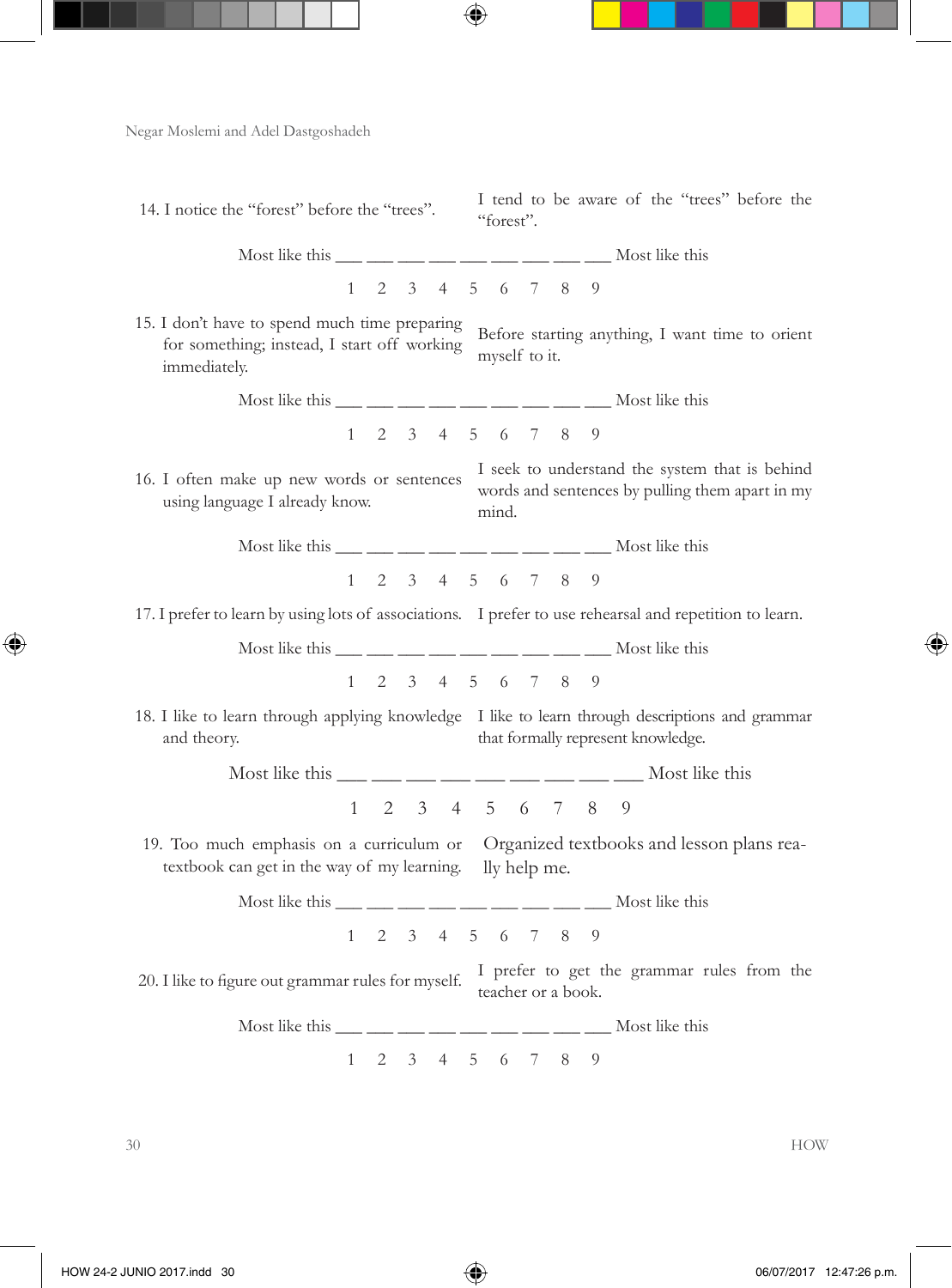14. I notice the "forest" before the "trees". | I tend to be aware of the "trees" before the "forest".

Most like this ___ ___ ___ ___ ___ ___ ___ ___ ___ Most like this

1 2 3 4 5 6 7 8 9

15. I don't have to spend much time preparing for something; instead, I start off working immediately. | Before starting anything, I want time to orient myself to it.

Most like this ___ ___ ___ ___ ___ ___ ___ ___ ___ Most like this

1 2 3 4 5 6 7 8 9

16. I often make up new words or sentences using language I already know. | I seek to understand the system that is behind words and sentences by pulling them apart in my mind.

Most like this ___ ___ ___ ___ ___ ___ ___ ___ ___ Most like this

1 2 3 4 5 6 7 8 9

17. I prefer to learn by using lots of associations. | I prefer to use rehearsal and repetition to learn.

Most like this ___ ___ ___ ___ ___ ___ ___ ___ ___ Most like this

1 2 3 4 5 6 7 8 9

18. I like to learn through applying knowledge and theory. | I like to learn through descriptions and grammar that formally represent knowledge.

Most like this ___ ___ ___ ___ ___ ___ ___ ___ ___ Most like this

1 2 3 4 5 6 7 8 9

19. Too much emphasis on a curriculum or textbook can get in the way of my learning. | Organized textbooks and lesson plans really help me.

Most like this ___ ___ ___ ___ ___ ___ ___ ___ ___ Most like this

1 2 3 4 5 6 7 8 9

20. I like to figure out grammar rules for myself. | I prefer to get the grammar rules from the teacher or a book.

Most like this ___ ___ ___ ___ ___ ___ ___ ___ ___ Most like this

1 2 3 4 5 6 7 8 9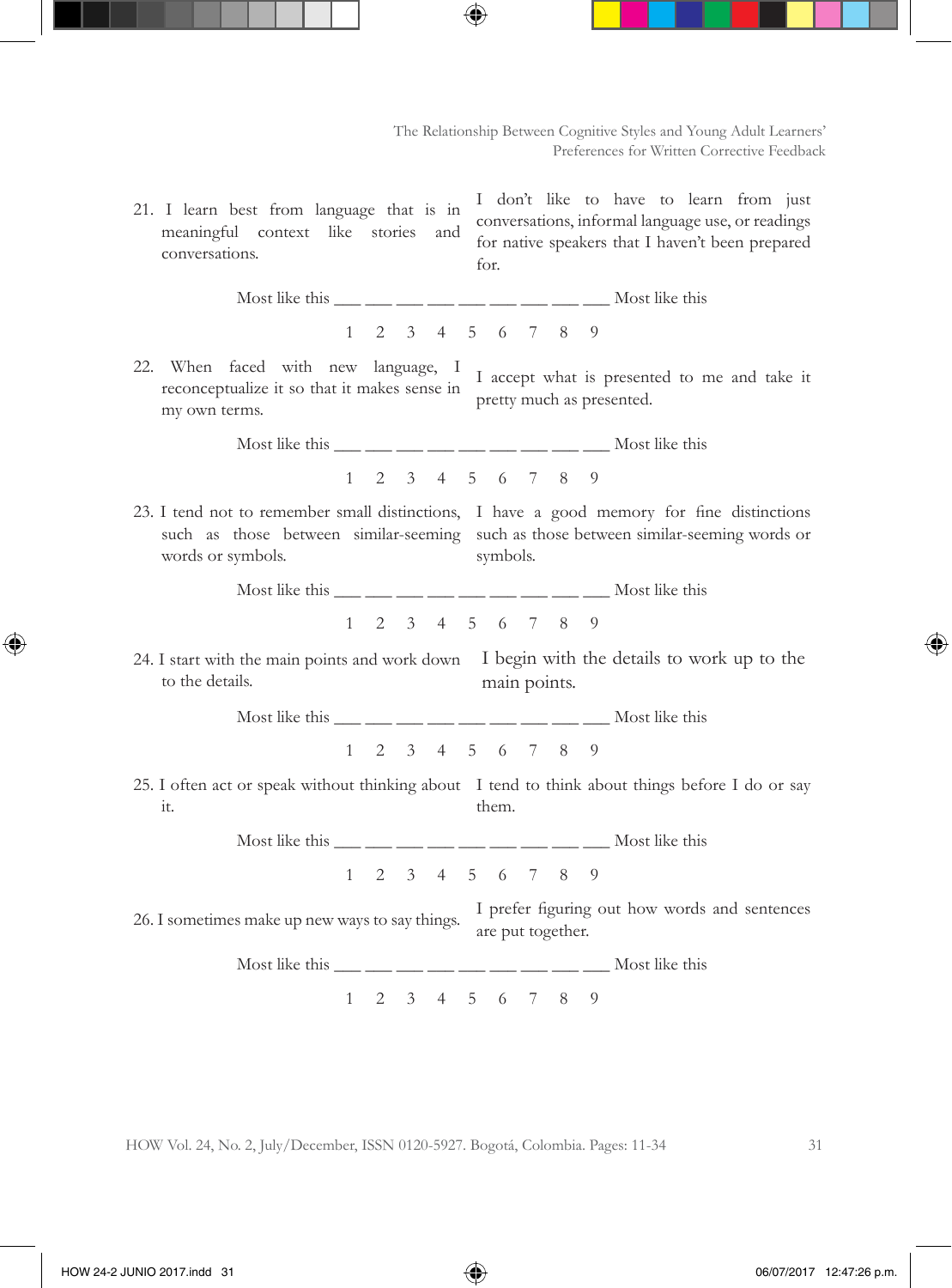21. I learn best from language that is in meaningful context like stories and conversations.

I don't like to have to learn from just conversations, informal language use, or readings for native speakers that I haven't been prepared for.

Most like this ___ ___ ___ ___ ___ ___ ___ ___ ___ Most like this

1 2 3 4 5 6 7 8 9

22. When faced with new language, I reconceptualize it so that it makes sense in my own terms.

I accept what is presented to me and take it pretty much as presented.

Most like this ___ ___ ___ ___ ___ ___ ___ ___ ___ Most like this

1 2 3 4 5 6 7 8 9

23. I tend not to remember small distinctions, such as those between similar-seeming words or symbols.

I have a good memory for fine distinctions such as those between similar-seeming words or symbols.

Most like this ___ ___ ___ ___ ___ ___ ___ ___ ___ Most like this

1 2 3 4 5 6 7 8 9

24. I start with the main points and work down to the details.

I begin with the details to work up to the main points.

Most like this ___ ___ ___ ___ ___ ___ ___ ___ ___ Most like this

1 2 3 4 5 6 7 8 9

25. I often act or speak without thinking about it.

I tend to think about things before I do or say them.

Most like this ___ ___ ___ ___ ___ ___ ___ ___ ___ Most like this

1 2 3 4 5 6 7 8 9

26. I sometimes make up new ways to say things.

I prefer figuring out how words and sentences are put together.

Most like this ___ ___ ___ ___ ___ ___ ___ ___ ___ Most like this

1 2 3 4 5 6 7 8 9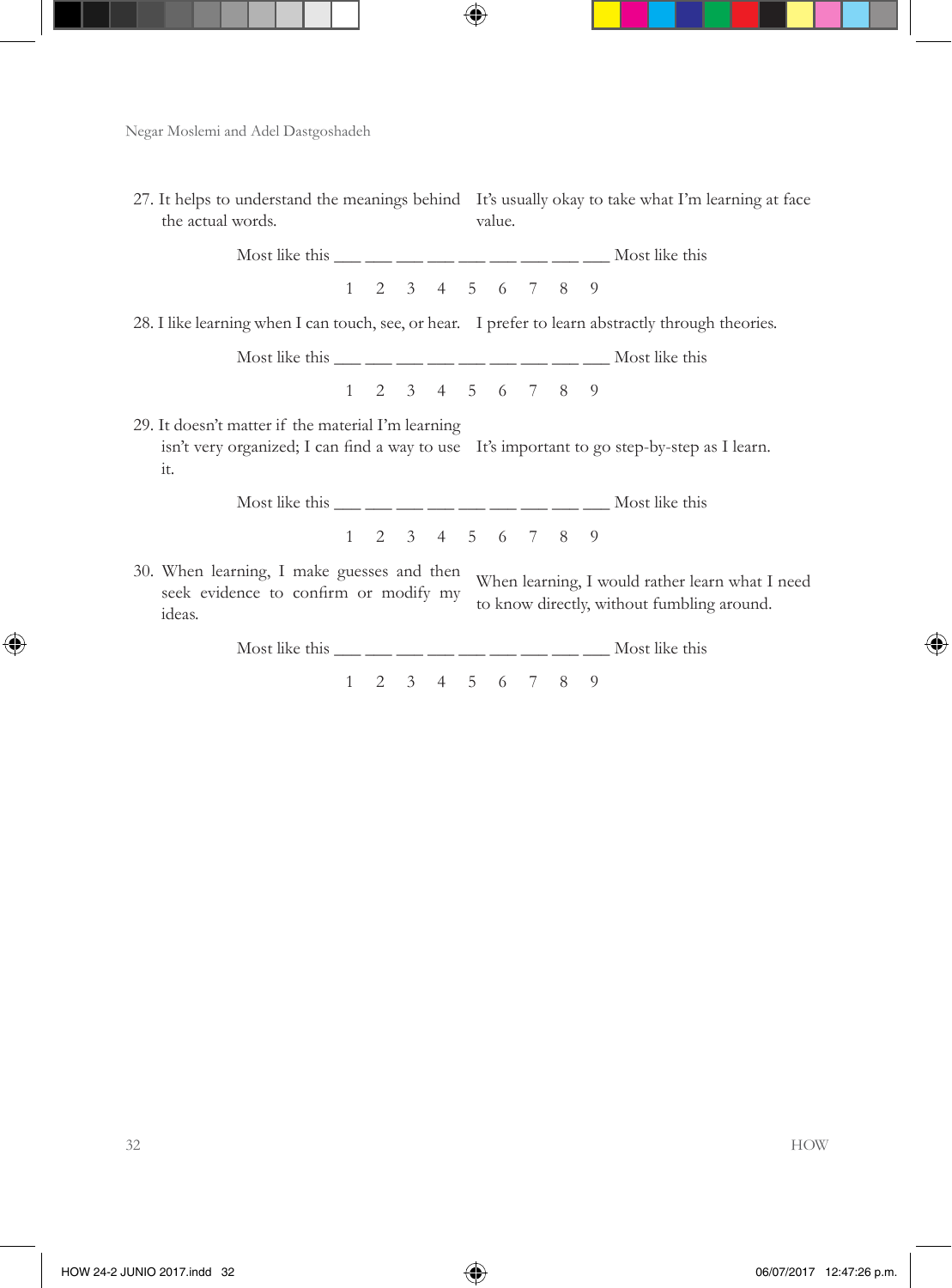27. It helps to understand the meanings behind the actual words. | It's usually okay to take what I'm learning at face value.

Most like this ___ ___ ___ ___ ___ ___ ___ ___ ___ Most like this

1 2 3 4 5 6 7 8 9

28. I like learning when I can touch, see, or hear. | I prefer to learn abstractly through theories.

Most like this ___ ___ ___ ___ ___ ___ ___ ___ ___ Most like this

1 2 3 4 5 6 7 8 9

29. It doesn't matter if the material I'm learning isn't very organized; I can find a way to use it. | It's important to go step-by-step as I learn.

Most like this ___ ___ ___ ___ ___ ___ ___ ___ ___ Most like this

1 2 3 4 5 6 7 8 9

30. When learning, I make guesses and then seek evidence to confirm or modify my ideas. | When learning, I would rather learn what I need to know directly, without fumbling around.

Most like this ___ ___ ___ ___ ___ ___ ___ ___ ___ Most like this

1 2 3 4 5 6 7 8 9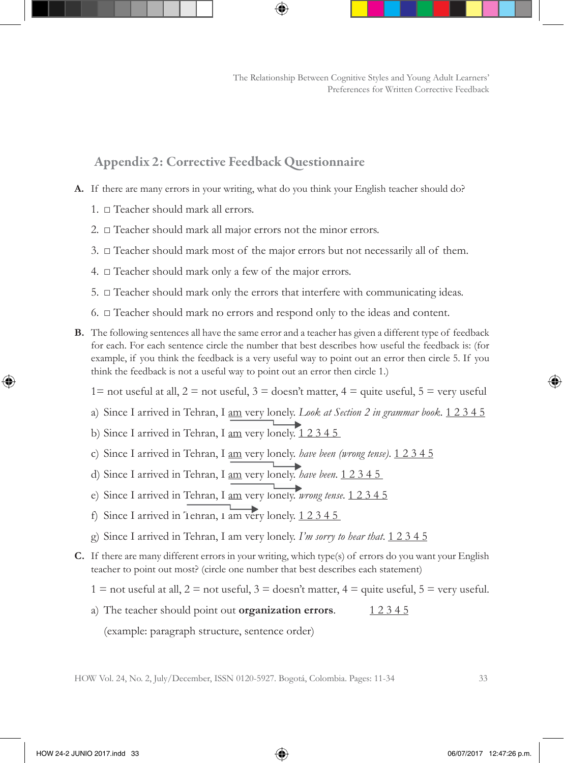## Appendix 2: Corrective Feedback Questionnaire

**A.** If there are many errors in your writing, what do you think your English teacher should do?

1. □ Teacher should mark all errors.
2. □ Teacher should mark all major errors not the minor errors.
3. □ Teacher should mark most of the major errors but not necessarily all of them.
4. □ Teacher should mark only a few of the major errors.
5. □ Teacher should mark only the errors that interfere with communicating ideas.
6. □ Teacher should mark no errors and respond only to the ideas and content.

**B.** The following sentences all have the same error and a teacher has given a different type of feedback for each. For each sentence circle the number that best describes how useful the feedback is: (for example, if you think the feedback is a very useful way to point out an error then circle 5. If you think the feedback is not a useful way to point out an error then circle 1.)

1= not useful at all, 2 = not useful, 3 = doesn't matter, 4 = quite useful, 5 = very useful

a) Since I arrived in Tehran, I <u>am</u> very lonely. *Look at Section 2 in grammar book*. <u>1 2 3 4 5</u>

b) Since I arrived in Tehran, I <u>am</u> very lonely. <u>1 2 3 4 5</u>

c) Since I arrived in Tehran, I <u>am</u> very lonely. *have been (wrong tense)*. <u>1 2 3 4 5</u>

d) Since I arrived in Tehran, I <u>am</u> very lonely. *have been*. <u>1 2 3 4 5</u>

e) Since I arrived in Tehran, I <u>am</u> very lonely. *wrong tense*. <u>1 2 3 4 5</u>

f) Since I arrived in Tehran, I am very lonely. <u>1 2 3 4 5</u>

g) Since I arrived in Tehran, I am very lonely. *I'm sorry to hear that*. <u>1 2 3 4 5</u>

**C.** If there are many different errors in your writing, which type(s) of errors do you want your English teacher to point out most? (circle one number that best describes each statement)

1 = not useful at all, 2 = not useful, 3 = doesn't matter, 4 = quite useful, 5 = very useful.

a) The teacher should point out **organization errors**. <u>1 2 3 4 5</u>

(example: paragraph structure, sentence order)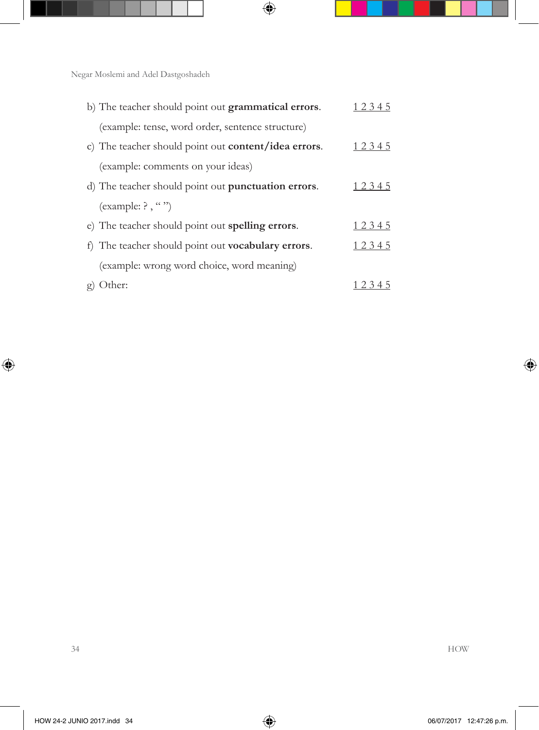b) The teacher should point out **grammatical errors**. <u>1 2 3 4 5</u>

(example: tense, word order, sentence structure)

c) The teacher should point out **content/idea errors**. <u>1 2 3 4 5</u>

(example: comments on your ideas)

d) The teacher should point out **punctuation errors**. <u>1 2 3 4 5</u>

(example: ? , " ")

e) The teacher should point out **spelling errors**. <u>1 2 3 4 5</u>

f) The teacher should point out **vocabulary errors**. <u>1 2 3 4 5</u>

(example: wrong word choice, word meaning)

g) Other: <u>1 2 3 4 5</u>